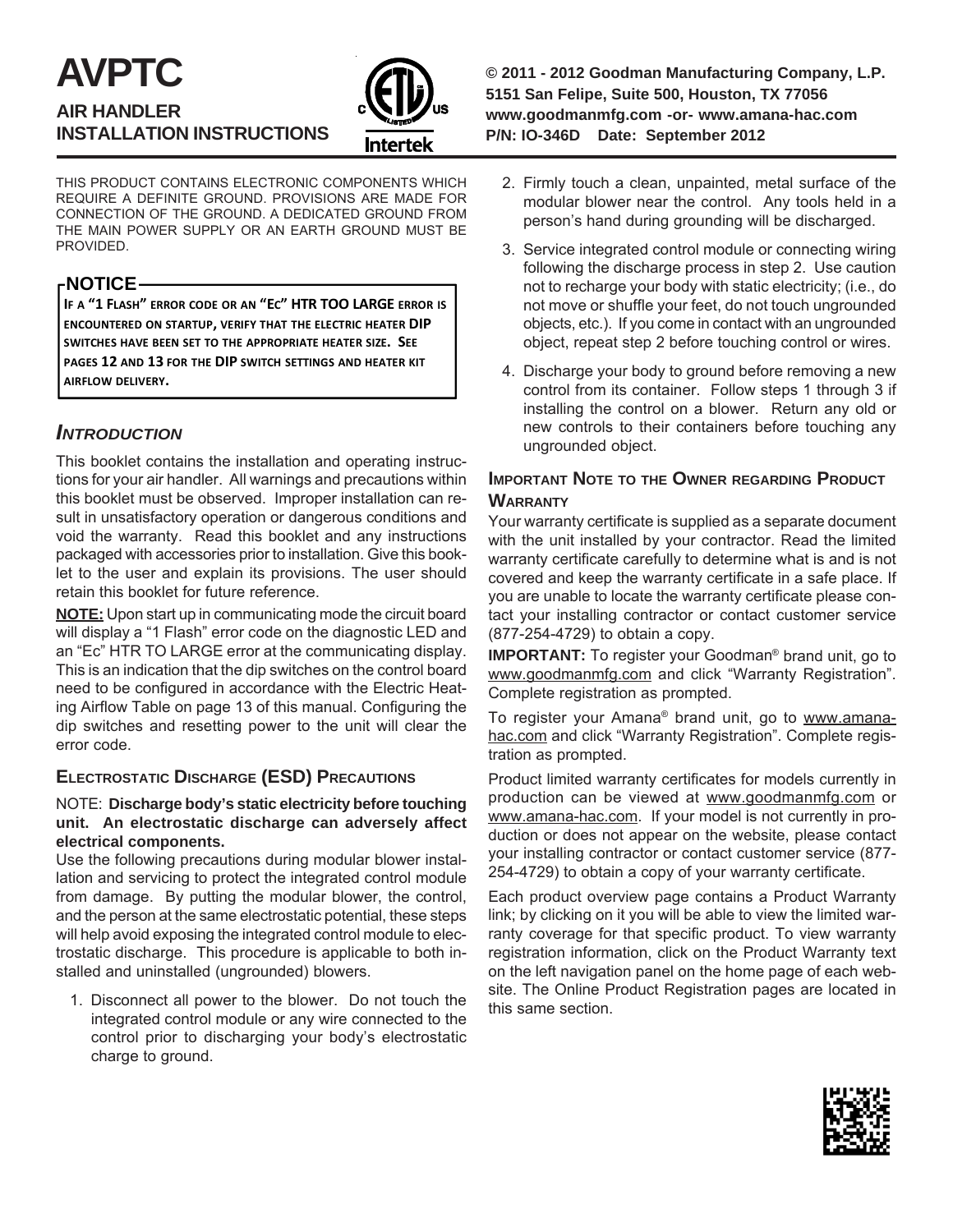# AVPTC

## AIR HANDLER INSTALLATION INSTRUCTIONS

**© 2011 - 2012 Goodman Manufacturing Company, L.P.**
**5151 San Felipe, Suite 500, Houston, TX 77056**
**www.goodmanmfg.com -or- www.amana-hac.com**
**P/N: IO-346D Date: September 2012**

THIS PRODUCT CONTAINS ELECTRONIC COMPONENTS WHICH REQUIRE A DEFINITE GROUND. PROVISIONS ARE MADE FOR CONNECTION OF THE GROUND. A DEDICATED GROUND FROM THE MAIN POWER SUPPLY OR AN EARTH GROUND MUST BE PROVIDED.

**NOTICE**

**IF A "1 FLASH" ERROR CODE OR AN "EC" HTR TOO LARGE ERROR IS ENCOUNTERED ON STARTUP, VERIFY THAT THE ELECTRIC HEATER DIP SWITCHES HAVE BEEN SET TO THE APPROPRIATE HEATER SIZE. SEE PAGES 12 AND 13 FOR THE DIP SWITCH SETTINGS AND HEATER KIT AIRFLOW DELIVERY.**

### *INTRODUCTION*

This booklet contains the installation and operating instructions for your air handler. All warnings and precautions within this booklet must be observed. Improper installation can result in unsatisfactory operation or dangerous conditions and void the warranty. Read this booklet and any instructions packaged with accessories prior to installation. Give this booklet to the user and explain its provisions. The user should retain this booklet for future reference.

**NOTE:** Upon start up in communicating mode the circuit board will display a "1 Flash" error code on the diagnostic LED and an "Ec" HTR TO LARGE error at the communicating display. This is an indication that the dip switches on the control board need to be configured in accordance with the Electric Heating Airflow Table on page 13 of this manual. Configuring the dip switches and resetting power to the unit will clear the error code.

### ELECTROSTATIC DISCHARGE (ESD) PRECAUTIONS

NOTE: **Discharge body's static electricity before touching unit. An electrostatic discharge can adversely affect electrical components.**

Use the following precautions during modular blower installation and servicing to protect the integrated control module from damage. By putting the modular blower, the control, and the person at the same electrostatic potential, these steps will help avoid exposing the integrated control module to electrostatic discharge. This procedure is applicable to both installed and uninstalled (ungrounded) blowers.

1. Disconnect all power to the blower. Do not touch the integrated control module or any wire connected to the control prior to discharging your body's electrostatic charge to ground.
2. Firmly touch a clean, unpainted, metal surface of the modular blower near the control. Any tools held in a person's hand during grounding will be discharged.
3. Service integrated control module or connecting wiring following the discharge process in step 2. Use caution not to recharge your body with static electricity; (i.e., do not move or shuffle your feet, do not touch ungrounded objects, etc.). If you come in contact with an ungrounded object, repeat step 2 before touching control or wires.
4. Discharge your body to ground before removing a new control from its container. Follow steps 1 through 3 if installing the control on a blower. Return any old or new controls to their containers before touching any ungrounded object.

### IMPORTANT NOTE TO THE OWNER REGARDING PRODUCT WARRANTY

Your warranty certificate is supplied as a separate document with the unit installed by your contractor. Read the limited warranty certificate carefully to determine what is and is not covered and keep the warranty certificate in a safe place. If you are unable to locate the warranty certificate please contact your installing contractor or contact customer service (877-254-4729) to obtain a copy.

**IMPORTANT:** To register your Goodman® brand unit, go to www.goodmanmfg.com and click "Warranty Registration". Complete registration as prompted.

To register your Amana® brand unit, go to www.amana-hac.com and click "Warranty Registration". Complete registration as prompted.

Product limited warranty certificates for models currently in production can be viewed at www.goodmanmfg.com or www.amana-hac.com. If your model is not currently in production or does not appear on the website, please contact your installing contractor or contact customer service (877-254-4729) to obtain a copy of your warranty certificate.

Each product overview page contains a Product Warranty link; by clicking on it you will be able to view the limited warranty coverage for that specific product. To view warranty registration information, click on the Product Warranty text on the left navigation panel on the home page of each website. The Online Product Registration pages are located in this same section.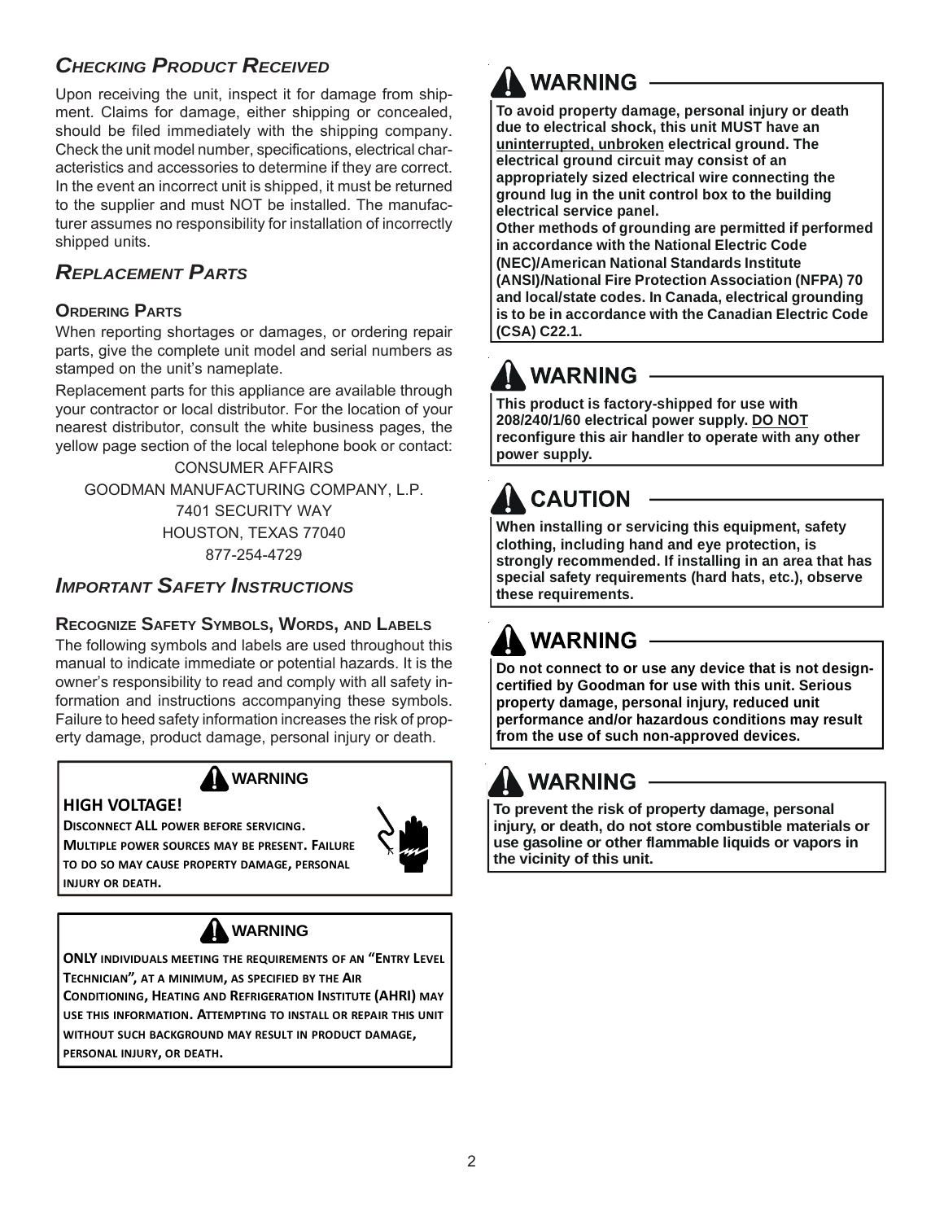## *Checking Product Received*

Upon receiving the unit, inspect it for damage from shipment. Claims for damage, either shipping or concealed, should be filed immediately with the shipping company. Check the unit model number, specifications, electrical characteristics and accessories to determine if they are correct. In the event an incorrect unit is shipped, it must be returned to the supplier and must NOT be installed. The manufacturer assumes no responsibility for installation of incorrectly shipped units.

## *Replacement Parts*

### Ordering Parts

When reporting shortages or damages, or ordering repair parts, give the complete unit model and serial numbers as stamped on the unit's nameplate.

Replacement parts for this appliance are available through your contractor or local distributor. For the location of your nearest distributor, consult the white business pages, the yellow page section of the local telephone book or contact:

CONSUMER AFFAIRS
GOODMAN MANUFACTURING COMPANY, L.P.
7401 SECURITY WAY
HOUSTON, TEXAS 77040
877-254-4729

## *Important Safety Instructions*

### Recognize Safety Symbols, Words, and Labels

The following symbols and labels are used throughout this manual to indicate immediate or potential hazards. It is the owner's responsibility to read and comply with all safety information and instructions accompanying these symbols. Failure to heed safety information increases the risk of property damage, product damage, personal injury or death.

**WARNING**

**HIGH VOLTAGE!**

**Disconnect ALL power before servicing. Multiple power sources may be present. Failure to do so may cause property damage, personal injury or death.**

**WARNING**

**ONLY individuals meeting the requirements of an "Entry Level Technician", at a minimum, as specified by the Air Conditioning, Heating and Refrigeration Institute (AHRI) may use this information. Attempting to install or repair this unit without such background may result in product damage, personal injury, or death.**

**WARNING**

**To avoid property damage, personal injury or death due to electrical shock, this unit MUST have an <u>uninterrupted, unbroken</u> electrical ground. The electrical ground circuit may consist of an appropriately sized electrical wire connecting the ground lug in the unit control box to the building electrical service panel.**
**Other methods of grounding are permitted if performed in accordance with the National Electric Code (NEC)/American National Standards Institute (ANSI)/National Fire Protection Association (NFPA) 70 and local/state codes. In Canada, electrical grounding is to be in accordance with the Canadian Electric Code (CSA) C22.1.**

**WARNING**

**This product is factory-shipped for use with 208/240/1/60 electrical power supply. <u>DO NOT</u> reconfigure this air handler to operate with any other power supply.**

**CAUTION**

**When installing or servicing this equipment, safety clothing, including hand and eye protection, is strongly recommended. If installing in an area that has special safety requirements (hard hats, etc.), observe these requirements.**

**WARNING**

**Do not connect to or use any device that is not design-certified by Goodman for use with this unit. Serious property damage, personal injury, reduced unit performance and/or hazardous conditions may result from the use of such non-approved devices.**

**WARNING**

**To prevent the risk of property damage, personal injury, or death, do not store combustible materials or use gasoline or other flammable liquids or vapors in the vicinity of this unit.**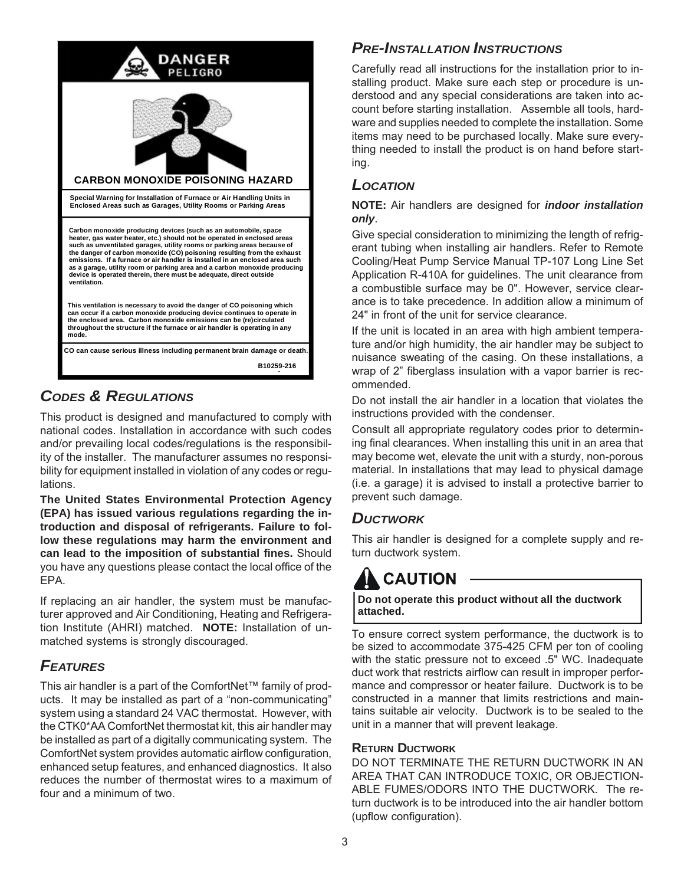**DANGER**
**PELIGRO**

**CARBON MONOXIDE POISONING HAZARD**

**Special Warning for Installation of Furnace or Air Handling Units in Enclosed Areas such as Garages, Utility Rooms or Parking Areas**

**Carbon monoxide producing devices (such as an automobile, space heater, gas water heater, etc.) should not be operated in enclosed areas such as unventilated garages, utility rooms or parking areas because of the danger of carbon monoxide (CO) poisoning resulting from the exhaust emissions. If a furnace or air handler is installed in an enclosed area such as a garage, utility room or parking area and a carbon monoxide producing device is operated therein, there must be adequate, direct outside ventilation.**

**This ventilation is necessary to avoid the danger of CO poisoning which can occur if a carbon monoxide producing device continues to operate in the enclosed area. Carbon monoxide emissions can be (re)circulated throughout the structure if the furnace or air handler is operating in any mode.**

**CO can cause serious illness including permanent brain damage or death.**

**B10259-216**

## Codes & Regulations

This product is designed and manufactured to comply with national codes. Installation in accordance with such codes and/or prevailing local codes/regulations is the responsibility of the installer. The manufacturer assumes no responsibility for equipment installed in violation of any codes or regulations.

**The United States Environmental Protection Agency (EPA) has issued various regulations regarding the introduction and disposal of refrigerants. Failure to follow these regulations may harm the environment and can lead to the imposition of substantial fines.** Should you have any questions please contact the local office of the EPA.

If replacing an air handler, the system must be manufacturer approved and Air Conditioning, Heating and Refrigeration Institute (AHRI) matched. **NOTE:** Installation of unmatched systems is strongly discouraged.

## Features

This air handler is a part of the ComfortNet™ family of products. It may be installed as part of a "non-communicating" system using a standard 24 VAC thermostat. However, with the CTK0*AA ComfortNet thermostat kit, this air handler may be installed as part of a digitally communicating system. The ComfortNet system provides automatic airflow configuration, enhanced setup features, and enhanced diagnostics. It also reduces the number of thermostat wires to a maximum of four and a minimum of two.

## Pre-Installation Instructions

Carefully read all instructions for the installation prior to installing product. Make sure each step or procedure is understood and any special considerations are taken into account before starting installation. Assemble all tools, hardware and supplies needed to complete the installation. Some items may need to be purchased locally. Make sure everything needed to install the product is on hand before starting.

## Location

**NOTE:** Air handlers are designed for ***indoor installation only***.

Give special consideration to minimizing the length of refrigerant tubing when installing air handlers. Refer to Remote Cooling/Heat Pump Service Manual TP-107 Long Line Set Application R-410A for guidelines. The unit clearance from a combustible surface may be 0". However, service clearance is to take precedence. In addition allow a minimum of 24" in front of the unit for service clearance.

If the unit is located in an area with high ambient temperature and/or high humidity, the air handler may be subject to nuisance sweating of the casing. On these installations, a wrap of 2" fiberglass insulation with a vapor barrier is recommended.

Do not install the air handler in a location that violates the instructions provided with the condenser.

Consult all appropriate regulatory codes prior to determining final clearances. When installing this unit in an area that may become wet, elevate the unit with a sturdy, non-porous material. In installations that may lead to physical damage (i.e. a garage) it is advised to install a protective barrier to prevent such damage.

## Ductwork

This air handler is designed for a complete supply and return ductwork system.

**CAUTION**

**Do not operate this product without all the ductwork attached.**

To ensure correct system performance, the ductwork is to be sized to accommodate 375-425 CFM per ton of cooling with the static pressure not to exceed .5" WC. Inadequate duct work that restricts airflow can result in improper performance and compressor or heater failure. Ductwork is to be constructed in a manner that limits restrictions and maintains suitable air velocity. Ductwork is to be sealed to the unit in a manner that will prevent leakage.

### Return Ductwork

DO NOT TERMINATE THE RETURN DUCTWORK IN AN AREA THAT CAN INTRODUCE TOXIC, OR OBJECTIONABLE FUMES/ODORS INTO THE DUCTWORK. The return ductwork is to be introduced into the air handler bottom (upflow configuration).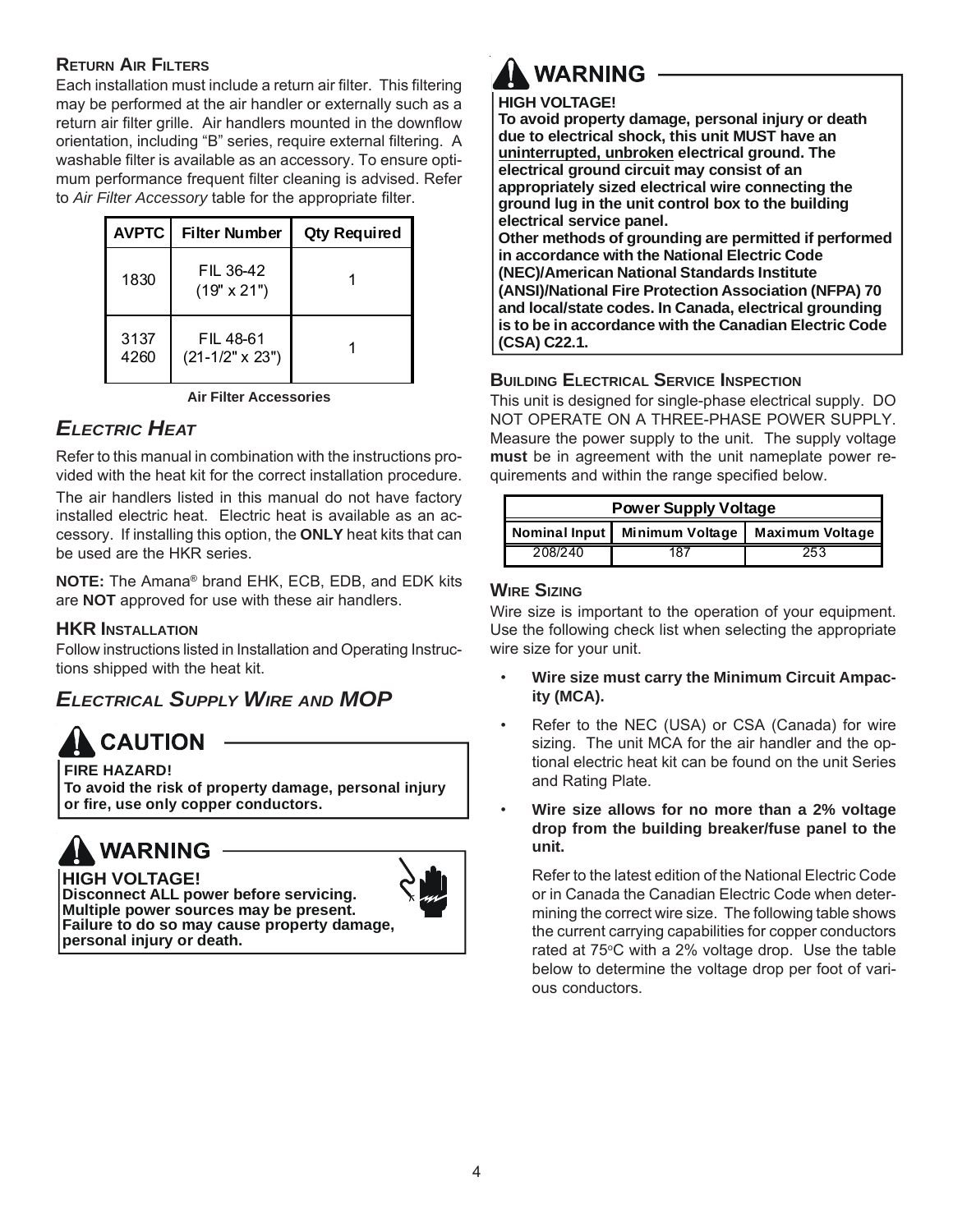### Return Air Filters

Each installation must include a return air filter. This filtering may be performed at the air handler or externally such as a return air filter grille. Air handlers mounted in the downflow orientation, including "B" series, require external filtering. A washable filter is available as an accessory. To ensure optimum performance frequent filter cleaning is advised. Refer to *Air Filter Accessory* table for the appropriate filter.

| AVPTC | Filter Number | Qty Required |
|---|---|---|
| 1830 | FIL 36-42 (19" x 21") | 1 |
| 3137 4260 | FIL 48-61 (21-1/2" x 23") | 1 |

**Air Filter Accessories**

## *Electric Heat*

Refer to this manual in combination with the instructions provided with the heat kit for the correct installation procedure.

The air handlers listed in this manual do not have factory installed electric heat. Electric heat is available as an accessory. If installing this option, the **ONLY** heat kits that can be used are the HKR series.

**NOTE:** The Amana® brand EHK, ECB, EDB, and EDK kits are **NOT** approved for use with these air handlers.

### HKR Installation

Follow instructions listed in Installation and Operating Instructions shipped with the heat kit.

## *Electrical Supply Wire and MOP*

**⚠ CAUTION**

**FIRE HAZARD!**
**To avoid the risk of property damage, personal injury or fire, use only copper conductors.**

**⚠ WARNING**

**HIGH VOLTAGE!**
**Disconnect ALL power before servicing. Multiple power sources may be present. Failure to do so may cause property damage, personal injury or death.**

**⚠ WARNING**

**HIGH VOLTAGE!**
**To avoid property damage, personal injury or death due to electrical shock, this unit MUST have an <u>uninterrupted, unbroken</u> electrical ground. The electrical ground circuit may consist of an appropriately sized electrical wire connecting the ground lug in the unit control box to the building electrical service panel.**
**Other methods of grounding are permitted if performed in accordance with the National Electric Code (NEC)/American National Standards Institute (ANSI)/National Fire Protection Association (NFPA) 70 and local/state codes. In Canada, electrical grounding is to be in accordance with the Canadian Electric Code (CSA) C22.1.**

### Building Electrical Service Inspection

This unit is designed for single-phase electrical supply. DO NOT OPERATE ON A THREE-PHASE POWER SUPPLY. Measure the power supply to the unit. The supply voltage **must** be in agreement with the unit nameplate power requirements and within the range specified below.

| Power Supply Voltage | | |
|---|---|---|
| Nominal Input | Minimum Voltage | Maximum Voltage |
| 208/240 | 187 | 253 |

### Wire Sizing

Wire size is important to the operation of your equipment. Use the following check list when selecting the appropriate wire size for your unit.

- **Wire size must carry the Minimum Circuit Ampacity (MCA).**
- Refer to the NEC (USA) or CSA (Canada) for wire sizing. The unit MCA for the air handler and the optional electric heat kit can be found on the unit Series and Rating Plate.
- **Wire size allows for no more than a 2% voltage drop from the building breaker/fuse panel to the unit.**

  Refer to the latest edition of the National Electric Code or in Canada the Canadian Electric Code when determining the correct wire size. The following table shows the current carrying capabilities for copper conductors rated at 75°C with a 2% voltage drop. Use the table below to determine the voltage drop per foot of various conductors.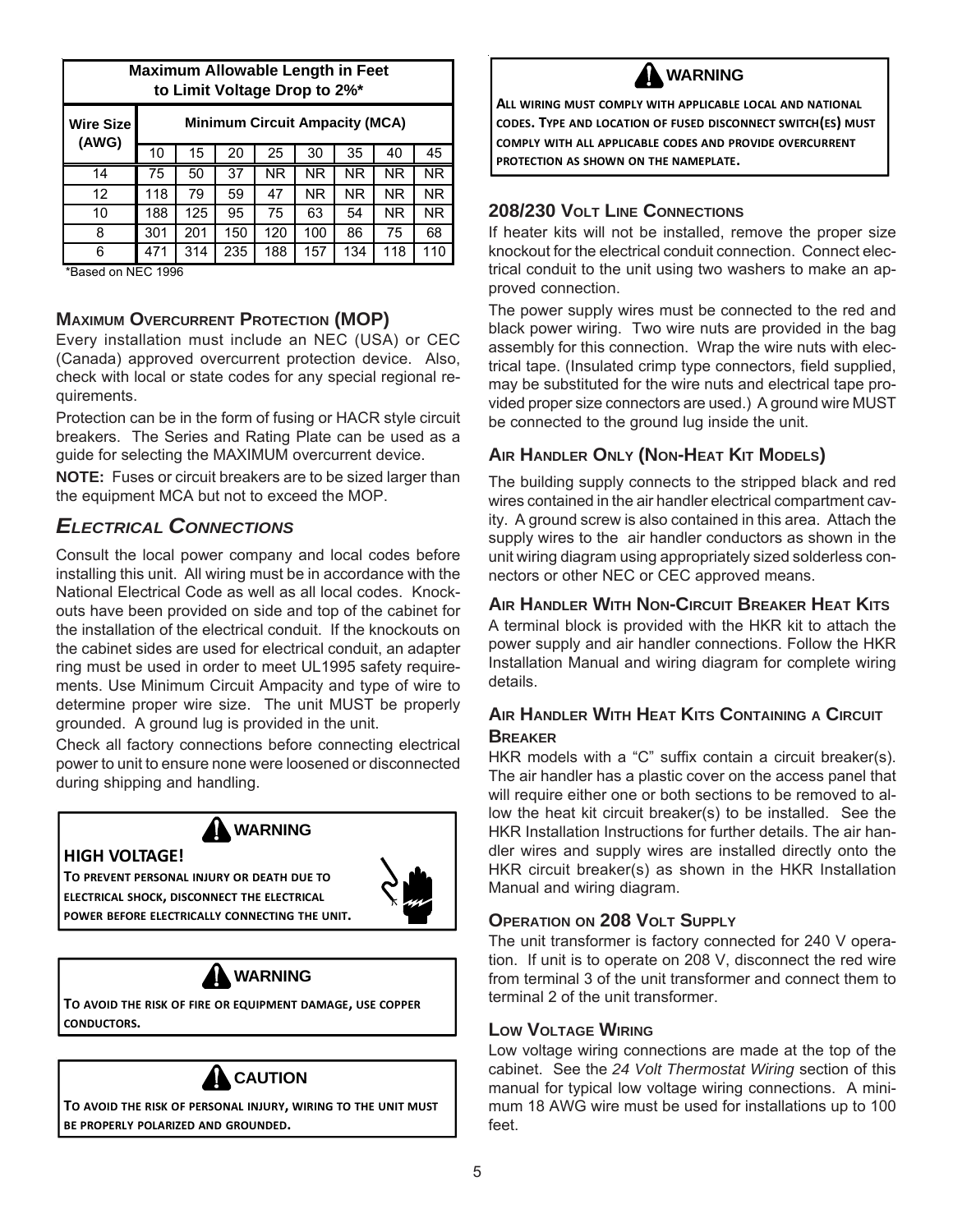| Maximum Allowable Length in Feet to Limit Voltage Drop to 2%* | | | | | | | | |
|---|---|---|---|---|---|---|---|---|
| Wire Size (AWG) | Minimum Circuit Ampacity (MCA) | | | | | | | |
| | 10 | 15 | 20 | 25 | 30 | 35 | 40 | 45 |
| 14 | 75 | 50 | 37 | NR | NR | NR | NR | NR |
| 12 | 118 | 79 | 59 | 47 | NR | NR | NR | NR |
| 10 | 188 | 125 | 95 | 75 | 63 | 54 | NR | NR |
| 8 | 301 | 201 | 150 | 120 | 100 | 86 | 75 | 68 |
| 6 | 471 | 314 | 235 | 188 | 157 | 134 | 118 | 110 |

*Based on NEC 1996

### Maximum Overcurrent Protection (MOP)

Every installation must include an NEC (USA) or CEC (Canada) approved overcurrent protection device. Also, check with local or state codes for any special regional requirements.

Protection can be in the form of fusing or HACR style circuit breakers. The Series and Rating Plate can be used as a guide for selecting the MAXIMUM overcurrent device.

**NOTE:** Fuses or circuit breakers are to be sized larger than the equipment MCA but not to exceed the MOP.

## *Electrical Connections*

Consult the local power company and local codes before installing this unit. All wiring must be in accordance with the National Electrical Code as well as all local codes. Knockouts have been provided on side and top of the cabinet for the installation of the electrical conduit. If the knockouts on the cabinet sides are used for electrical conduit, an adapter ring must be used in order to meet UL1995 safety requirements. Use Minimum Circuit Ampacity and type of wire to determine proper wire size. The unit MUST be properly grounded. A ground lug is provided in the unit.

Check all factory connections before connecting electrical power to unit to ensure none were loosened or disconnected during shipping and handling.

> **WARNING**
>
> **HIGH VOLTAGE!**
>
> **TO PREVENT PERSONAL INJURY OR DEATH DUE TO ELECTRICAL SHOCK, DISCONNECT THE ELECTRICAL POWER BEFORE ELECTRICALLY CONNECTING THE UNIT.**

> **WARNING**
>
> **TO AVOID THE RISK OF FIRE OR EQUIPMENT DAMAGE, USE COPPER CONDUCTORS.**

> **CAUTION**
>
> **TO AVOID THE RISK OF PERSONAL INJURY, WIRING TO THE UNIT MUST BE PROPERLY POLARIZED AND GROUNDED.**

> **WARNING**
>
> **ALL WIRING MUST COMPLY WITH APPLICABLE LOCAL AND NATIONAL CODES. TYPE AND LOCATION OF FUSED DISCONNECT SWITCH(ES) MUST COMPLY WITH ALL APPLICABLE CODES AND PROVIDE OVERCURRENT PROTECTION AS SHOWN ON THE NAMEPLATE.**

### 208/230 Volt Line Connections

If heater kits will not be installed, remove the proper size knockout for the electrical conduit connection. Connect electrical conduit to the unit using two washers to make an approved connection.

The power supply wires must be connected to the red and black power wiring. Two wire nuts are provided in the bag assembly for this connection. Wrap the wire nuts with electrical tape. (Insulated crimp type connectors, field supplied, may be substituted for the wire nuts and electrical tape provided proper size connectors are used.) A ground wire MUST be connected to the ground lug inside the unit.

### Air Handler Only (Non-Heat Kit Models)

The building supply connects to the stripped black and red wires contained in the air handler electrical compartment cavity. A ground screw is also contained in this area. Attach the supply wires to the air handler conductors as shown in the unit wiring diagram using appropriately sized solderless connectors or other NEC or CEC approved means.

### Air Handler With Non-Circuit Breaker Heat Kits

A terminal block is provided with the HKR kit to attach the power supply and air handler connections. Follow the HKR Installation Manual and wiring diagram for complete wiring details.

### Air Handler With Heat Kits Containing a Circuit Breaker

HKR models with a "C" suffix contain a circuit breaker(s). The air handler has a plastic cover on the access panel that will require either one or both sections to be removed to allow the heat kit circuit breaker(s) to be installed. See the HKR Installation Instructions for further details. The air handler wires and supply wires are installed directly onto the HKR circuit breaker(s) as shown in the HKR Installation Manual and wiring diagram.

### Operation on 208 Volt Supply

The unit transformer is factory connected for 240 V operation. If unit is to operate on 208 V, disconnect the red wire from terminal 3 of the unit transformer and connect them to terminal 2 of the unit transformer.

### Low Voltage Wiring

Low voltage wiring connections are made at the top of the cabinet. See the *24 Volt Thermostat Wiring* section of this manual for typical low voltage wiring connections. A minimum 18 AWG wire must be used for installations up to 100 feet.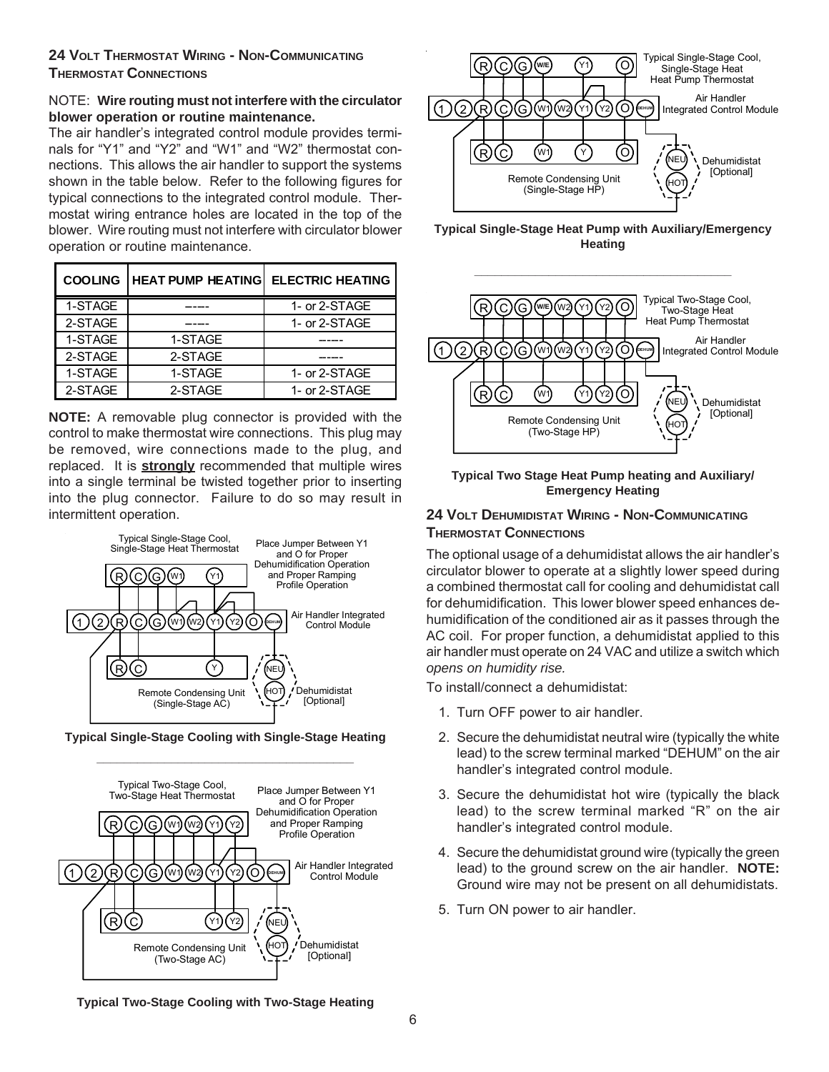## 24 Volt Thermostat Wiring - Non-Communicating Thermostat Connections

NOTE: **Wire routing must not interfere with the circulator blower operation or routine maintenance.**

The air handler's integrated control module provides terminals for "Y1" and "Y2" and "W1" and "W2" thermostat connections. This allows the air handler to support the systems shown in the table below. Refer to the following figures for typical connections to the integrated control module. Thermostat wiring entrance holes are located in the top of the blower. Wire routing must not interfere with circulator blower operation or routine maintenance.

| COOLING | HEAT PUMP HEATING | ELECTRIC HEATING |
|---|---|---|
| 1-STAGE | ---- | 1- or 2-STAGE |
| 2-STAGE | ---- | 1- or 2-STAGE |
| 1-STAGE | 1-STAGE | ---- |
| 2-STAGE | 2-STAGE | ---- |
| 1-STAGE | 1-STAGE | 1- or 2-STAGE |
| 2-STAGE | 2-STAGE | 1- or 2-STAGE |

**NOTE:** A removable plug connector is provided with the control to make thermostat wire connections. This plug may be removed, wire connections made to the plug, and replaced. It is **strongly** recommended that multiple wires into a single terminal be twisted together prior to inserting into the plug connector. Failure to do so may result in intermittent operation.

**Typical Single-Stage Cooling with Single-Stage Heating**

**Typical Two-Stage Cooling with Two-Stage Heating**

**Typical Single-Stage Heat Pump with Auxiliary/Emergency Heating**

**Typical Two Stage Heat Pump heating and Auxiliary/ Emergency Heating**

## 24 Volt Dehumidistat Wiring - Non-Communicating Thermostat Connections

The optional usage of a dehumidistat allows the air handler's circulator blower to operate at a slightly lower speed during a combined thermostat call for cooling and dehumidistat call for dehumidification. This lower blower speed enhances dehumidification of the conditioned air as it passes through the AC coil. For proper function, a dehumidistat applied to this air handler must operate on 24 VAC and utilize a switch which *opens on humidity rise.*

To install/connect a dehumidistat:

1. Turn OFF power to air handler.
2. Secure the dehumidistat neutral wire (typically the white lead) to the screw terminal marked "DEHUM" on the air handler's integrated control module.
3. Secure the dehumidistat hot wire (typically the black lead) to the screw terminal marked "R" on the air handler's integrated control module.
4. Secure the dehumidistat ground wire (typically the green lead) to the ground screw on the air handler. **NOTE:** Ground wire may not be present on all dehumidistats.
5. Turn ON power to air handler.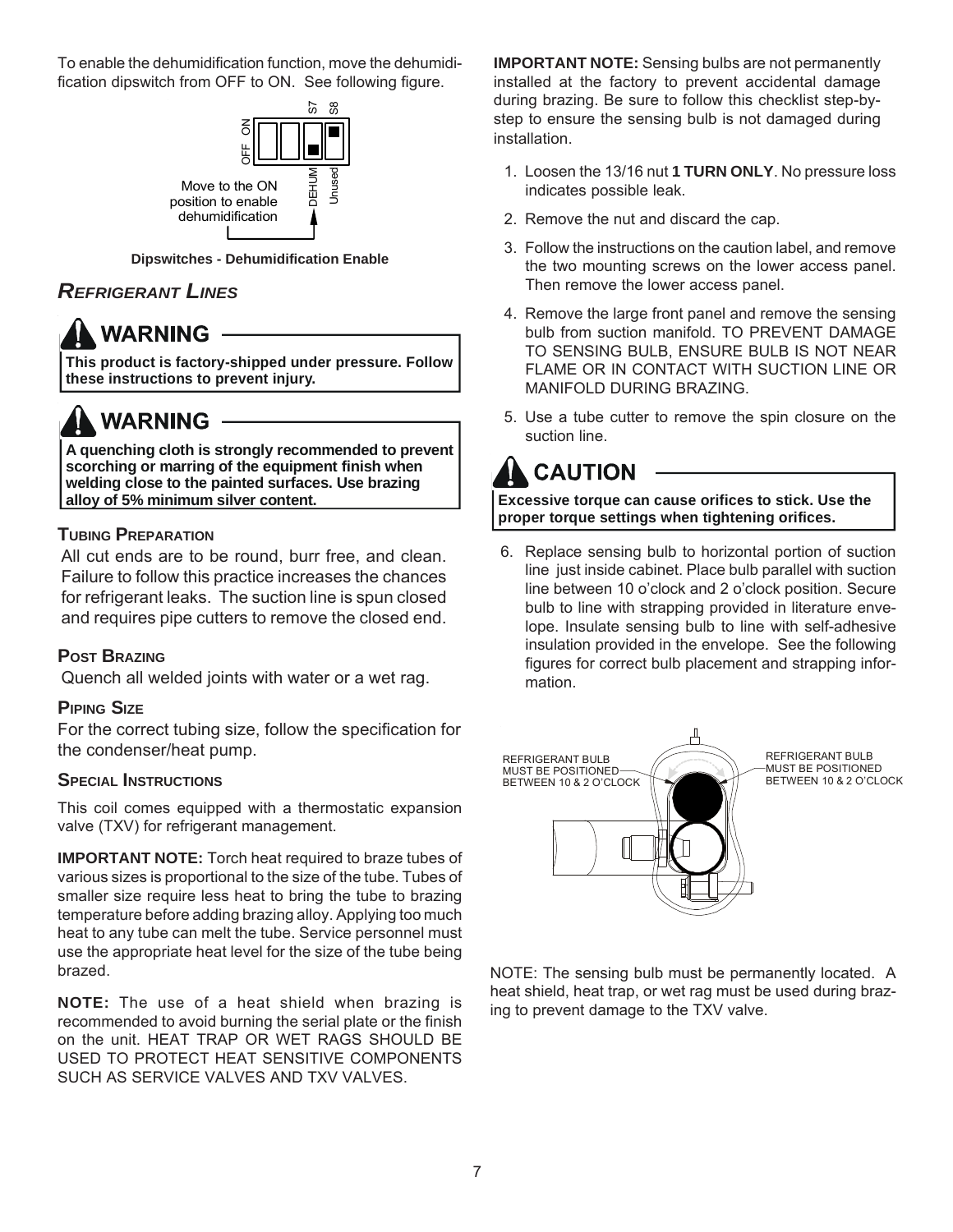To enable the dehumidification function, move the dehumidification dipswitch from OFF to ON. See following figure.

Move to the ON position to enable dehumidification

Dipswitches - Dehumidification Enable

## REFRIGERANT LINES

**WARNING**

**This product is factory-shipped under pressure. Follow these instructions to prevent injury.**

**WARNING**

**A quenching cloth is strongly recommended to prevent scorching or marring of the equipment finish when welding close to the painted surfaces. Use brazing alloy of 5% minimum silver content.**

### TUBING PREPARATION

All cut ends are to be round, burr free, and clean. Failure to follow this practice increases the chances for refrigerant leaks. The suction line is spun closed and requires pipe cutters to remove the closed end.

### POST BRAZING

Quench all welded joints with water or a wet rag.

### PIPING SIZE

For the correct tubing size, follow the specification for the condenser/heat pump.

### SPECIAL INSTRUCTIONS

This coil comes equipped with a thermostatic expansion valve (TXV) for refrigerant management.

**IMPORTANT NOTE:** Torch heat required to braze tubes of various sizes is proportional to the size of the tube. Tubes of smaller size require less heat to bring the tube to brazing temperature before adding brazing alloy. Applying too much heat to any tube can melt the tube. Service personnel must use the appropriate heat level for the size of the tube being brazed.

**NOTE:** The use of a heat shield when brazing is recommended to avoid burning the serial plate or the finish on the unit. HEAT TRAP OR WET RAGS SHOULD BE USED TO PROTECT HEAT SENSITIVE COMPONENTS SUCH AS SERVICE VALVES AND TXV VALVES.

**IMPORTANT NOTE:** Sensing bulbs are not permanently installed at the factory to prevent accidental damage during brazing. Be sure to follow this checklist step-by-step to ensure the sensing bulb is not damaged during installation.

1. Loosen the 13/16 nut **1 TURN ONLY**. No pressure loss indicates possible leak.
2. Remove the nut and discard the cap.
3. Follow the instructions on the caution label, and remove the two mounting screws on the lower access panel. Then remove the lower access panel.
4. Remove the large front panel and remove the sensing bulb from suction manifold. TO PREVENT DAMAGE TO SENSING BULB, ENSURE BULB IS NOT NEAR FLAME OR IN CONTACT WITH SUCTION LINE OR MANIFOLD DURING BRAZING.
5. Use a tube cutter to remove the spin closure on the suction line.

**CAUTION**

**Excessive torque can cause orifices to stick. Use the proper torque settings when tightening orifices.**

6. Replace sensing bulb to horizontal portion of suction line just inside cabinet. Place bulb parallel with suction line between 10 o'clock and 2 o'clock position. Secure bulb to line with strapping provided in literature envelope. Insulate sensing bulb to line with self-adhesive insulation provided in the envelope. See the following figures for correct bulb placement and strapping information.

REFRIGERANT BULB MUST BE POSITIONED BETWEEN 10 & 2 O'CLOCK

NOTE: The sensing bulb must be permanently located. A heat shield, heat trap, or wet rag must be used during brazing to prevent damage to the TXV valve.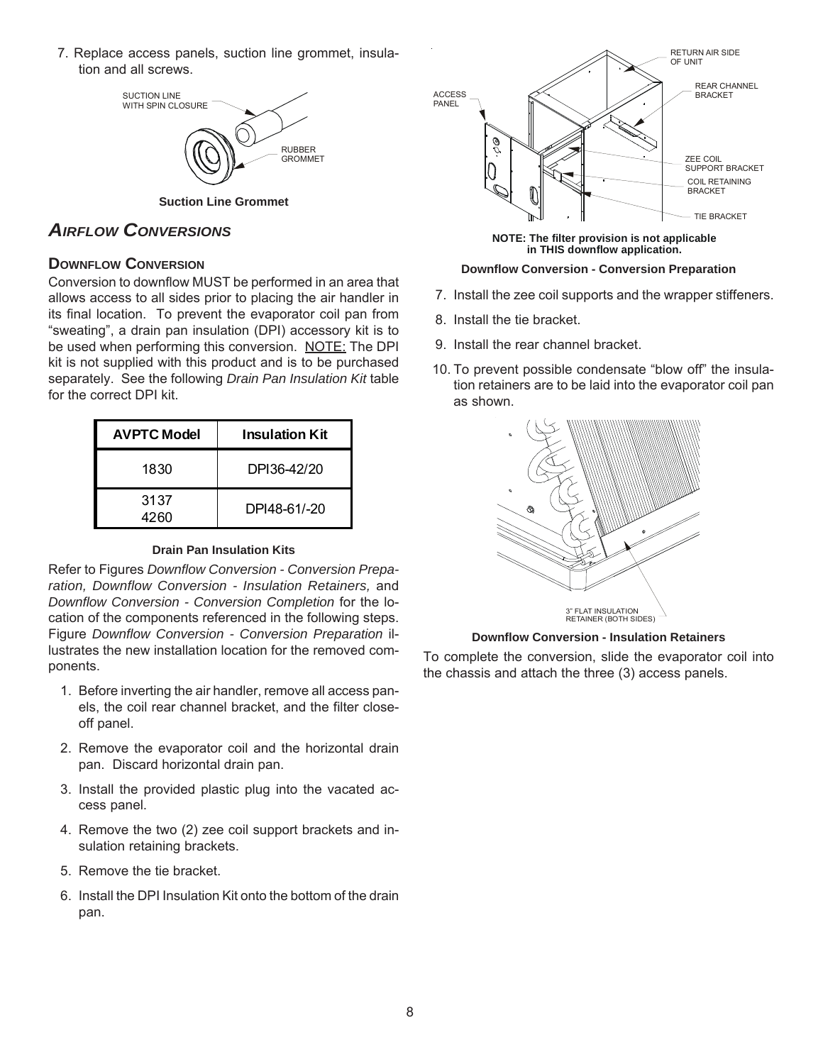7. Replace access panels, suction line grommet, insulation and all screws.

SUCTION LINE WITH SPIN CLOSURE

RUBBER GROMMET

**Suction Line Grommet**

## *Airflow Conversions*

### Downflow Conversion

Conversion to downflow MUST be performed in an area that allows access to all sides prior to placing the air handler in its final location. To prevent the evaporator coil pan from "sweating", a drain pan insulation (DPI) accessory kit is to be used when performing this conversion. NOTE: The DPI kit is not supplied with this product and is to be purchased separately. See the following *Drain Pan Insulation Kit* table for the correct DPI kit.

| AVPTC Model | Insulation Kit |
|---|---|
| 1830 | DPI36-42/20 |
| 3137<br>4260 | DPI48-61/-20 |

**Drain Pan Insulation Kits**

Refer to Figures *Downflow Conversion - Conversion Preparation, Downflow Conversion - Insulation Retainers,* and *Downflow Conversion - Conversion Completion* for the location of the components referenced in the following steps. Figure *Downflow Conversion - Conversion Preparation* illustrates the new installation location for the removed components.

1. Before inverting the air handler, remove all access panels, the coil rear channel bracket, and the filter close-off panel.
2. Remove the evaporator coil and the horizontal drain pan. Discard horizontal drain pan.
3. Install the provided plastic plug into the vacated access panel.
4. Remove the two (2) zee coil support brackets and insulation retaining brackets.
5. Remove the tie bracket.
6. Install the DPI Insulation Kit onto the bottom of the drain pan.

RETURN AIR SIDE OF UNIT

ACCESS PANEL

REAR CHANNEL BRACKET

ZEE COIL SUPPORT BRACKET

COIL RETAINING BRACKET

TIE BRACKET

**NOTE: The filter provision is not applicable in THIS downflow application.**

**Downflow Conversion - Conversion Preparation**

7. Install the zee coil supports and the wrapper stiffeners.
8. Install the tie bracket.
9. Install the rear channel bracket.
10. To prevent possible condensate "blow off" the insulation retainers are to be laid into the evaporator coil pan as shown.

3" FLAT INSULATION RETAINER (BOTH SIDES)

**Downflow Conversion - Insulation Retainers**

To complete the conversion, slide the evaporator coil into the chassis and attach the three (3) access panels.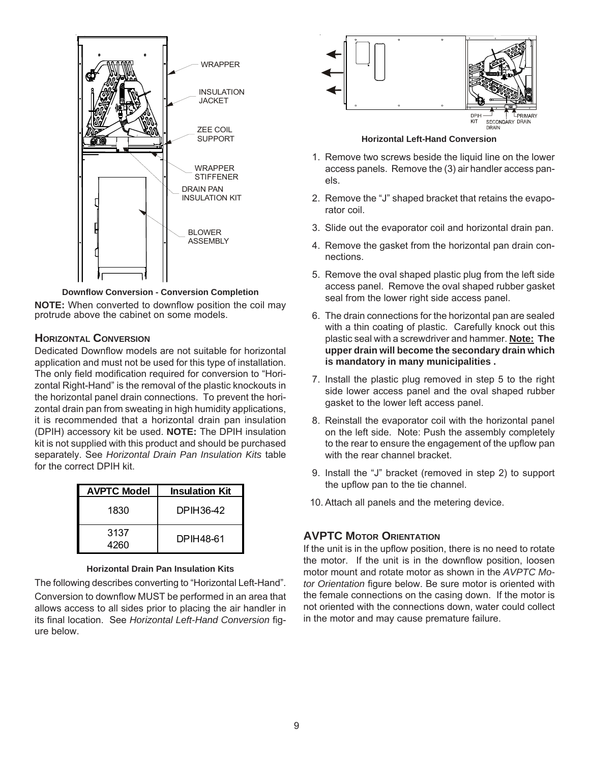WRAPPER

INSULATION JACKET

ZEE COIL SUPPORT

WRAPPER STIFFENER

DRAIN PAN INSULATION KIT

BLOWER ASSEMBLY

**Downflow Conversion - Conversion Completion**

**NOTE:** When converted to downflow position the coil may protrude above the cabinet on some models.

## HORIZONTAL CONVERSION

Dedicated Downflow models are not suitable for horizontal application and must not be used for this type of installation. The only field modification required for conversion to "Horizontal Right-Hand" is the removal of the plastic knockouts in the horizontal panel drain connections. To prevent the horizontal drain pan from sweating in high humidity applications, it is recommended that a horizontal drain pan insulation (DPIH) accessory kit be used. **NOTE:** The DPIH insulation kit is not supplied with this product and should be purchased separately. See *Horizontal Drain Pan Insulation Kits* table for the correct DPIH kit.

| AVPTC Model | Insulation Kit |
|---|---|
| 1830 | DPIH36-42 |
| 3137<br>4260 | DPIH48-61 |

**Horizontal Drain Pan Insulation Kits**

The following describes converting to "Horizontal Left-Hand".

Conversion to downflow MUST be performed in an area that allows access to all sides prior to placing the air handler in its final location. See *Horizontal Left-Hand Conversion* figure below.

DPIH KIT

SECONDARY DRAIN

PRIMARY DRAIN

**Horizontal Left-Hand Conversion**

1. Remove two screws beside the liquid line on the lower access panels. Remove the (3) air handler access panels.
2. Remove the "J" shaped bracket that retains the evaporator coil.
3. Slide out the evaporator coil and horizontal drain pan.
4. Remove the gasket from the horizontal pan drain connections.
5. Remove the oval shaped plastic plug from the left side access panel. Remove the oval shaped rubber gasket seal from the lower right side access panel.
6. The drain connections for the horizontal pan are sealed with a thin coating of plastic. Carefully knock out this plastic seal with a screwdriver and hammer. **__Note:__ The upper drain will become the secondary drain which is mandatory in many municipalities .**
7. Install the plastic plug removed in step 5 to the right side lower access panel and the oval shaped rubber gasket to the lower left access panel.
8. Reinstall the evaporator coil with the horizontal panel on the left side. Note: Push the assembly completely to the rear to ensure the engagement of the upflow pan with the rear channel bracket.
9. Install the "J" bracket (removed in step 2) to support the upflow pan to the tie channel.
10. Attach all panels and the metering device.

## AVPTC MOTOR ORIENTATION

If the unit is in the upflow position, there is no need to rotate the motor. If the unit is in the downflow position, loosen motor mount and rotate motor as shown in the *AVPTC Motor Orientation* figure below. Be sure motor is oriented with the female connections on the casing down. If the motor is not oriented with the connections down, water could collect in the motor and may cause premature failure.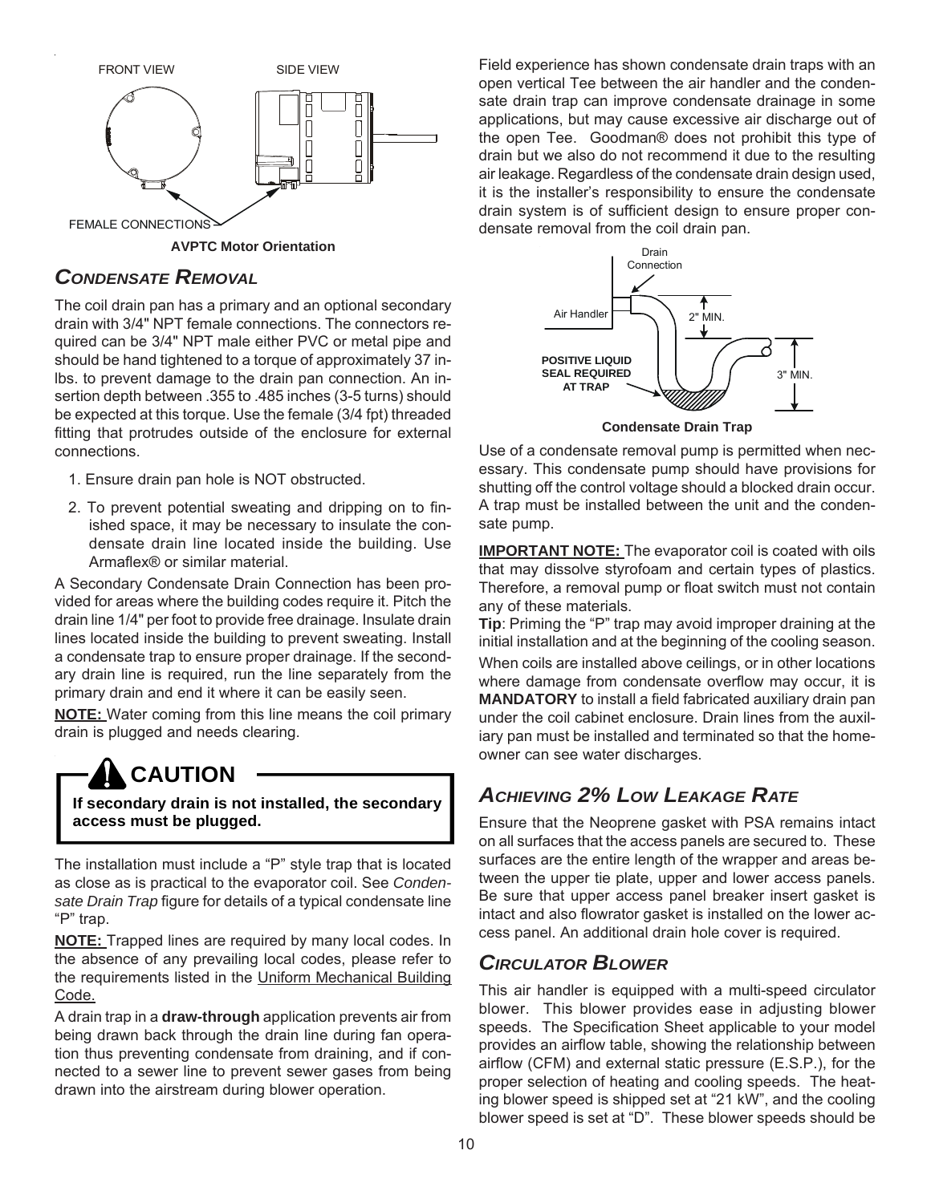FRONT VIEW SIDE VIEW

FEMALE CONNECTIONS

**AVPTC Motor Orientation**

## *CONDENSATE REMOVAL*

The coil drain pan has a primary and an optional secondary drain with 3/4" NPT female connections. The connectors required can be 3/4" NPT male either PVC or metal pipe and should be hand tightened to a torque of approximately 37 in-lbs. to prevent damage to the drain pan connection. An insertion depth between .355 to .485 inches (3-5 turns) should be expected at this torque. Use the female (3/4 fpt) threaded fitting that protrudes outside of the enclosure for external connections.

1. Ensure drain pan hole is NOT obstructed.
2. To prevent potential sweating and dripping on to finished space, it may be necessary to insulate the condensate drain line located inside the building. Use Armaflex® or similar material.

A Secondary Condensate Drain Connection has been provided for areas where the building codes require it. Pitch the drain line 1/4" per foot to provide free drainage. Insulate drain lines located inside the building to prevent sweating. Install a condensate trap to ensure proper drainage. If the secondary drain line is required, run the line separately from the primary drain and end it where it can be easily seen.

**NOTE:** Water coming from this line means the coil primary drain is plugged and needs clearing.

> **CAUTION**
>
> **If secondary drain is not installed, the secondary access must be plugged.**

The installation must include a "P" style trap that is located as close as is practical to the evaporator coil. See *Condensate Drain Trap* figure for details of a typical condensate line "P" trap.

**NOTE:** Trapped lines are required by many local codes. In the absence of any prevailing local codes, please refer to the requirements listed in the Uniform Mechanical Building Code.

A drain trap in a **draw-through** application prevents air from being drawn back through the drain line during fan operation thus preventing condensate from draining, and if connected to a sewer line to prevent sewer gases from being drawn into the airstream during blower operation.

Field experience has shown condensate drain traps with an open vertical Tee between the air handler and the condensate drain trap can improve condensate drainage in some applications, but may cause excessive air discharge out of the open Tee. Goodman® does not prohibit this type of drain but we also do not recommend it due to the resulting air leakage. Regardless of the condensate drain design used, it is the installer's responsibility to ensure the condensate drain system is of sufficient design to ensure proper condensate removal from the coil drain pan.

Drain Connection

Air Handler

2" MIN.

POSITIVE LIQUID SEAL REQUIRED AT TRAP

3" MIN.

**Condensate Drain Trap**

Use of a condensate removal pump is permitted when necessary. This condensate pump should have provisions for shutting off the control voltage should a blocked drain occur. A trap must be installed between the unit and the condensate pump.

**IMPORTANT NOTE:** The evaporator coil is coated with oils that may dissolve styrofoam and certain types of plastics. Therefore, a removal pump or float switch must not contain any of these materials.

**Tip**: Priming the "P" trap may avoid improper draining at the initial installation and at the beginning of the cooling season.

When coils are installed above ceilings, or in other locations where damage from condensate overflow may occur, it is **MANDATORY** to install a field fabricated auxiliary drain pan under the coil cabinet enclosure. Drain lines from the auxiliary pan must be installed and terminated so that the homeowner can see water discharges.

## *ACHIEVING 2% LOW LEAKAGE RATE*

Ensure that the Neoprene gasket with PSA remains intact on all surfaces that the access panels are secured to. These surfaces are the entire length of the wrapper and areas between the upper tie plate, upper and lower access panels. Be sure that upper access panel breaker insert gasket is intact and also flowrator gasket is installed on the lower access panel. An additional drain hole cover is required.

## *CIRCULATOR BLOWER*

This air handler is equipped with a multi-speed circulator blower. This blower provides ease in adjusting blower speeds. The Specification Sheet applicable to your model provides an airflow table, showing the relationship between airflow (CFM) and external static pressure (E.S.P.), for the proper selection of heating and cooling speeds. The heating blower speed is shipped set at "21 kW", and the cooling blower speed is set at "D". These blower speeds should be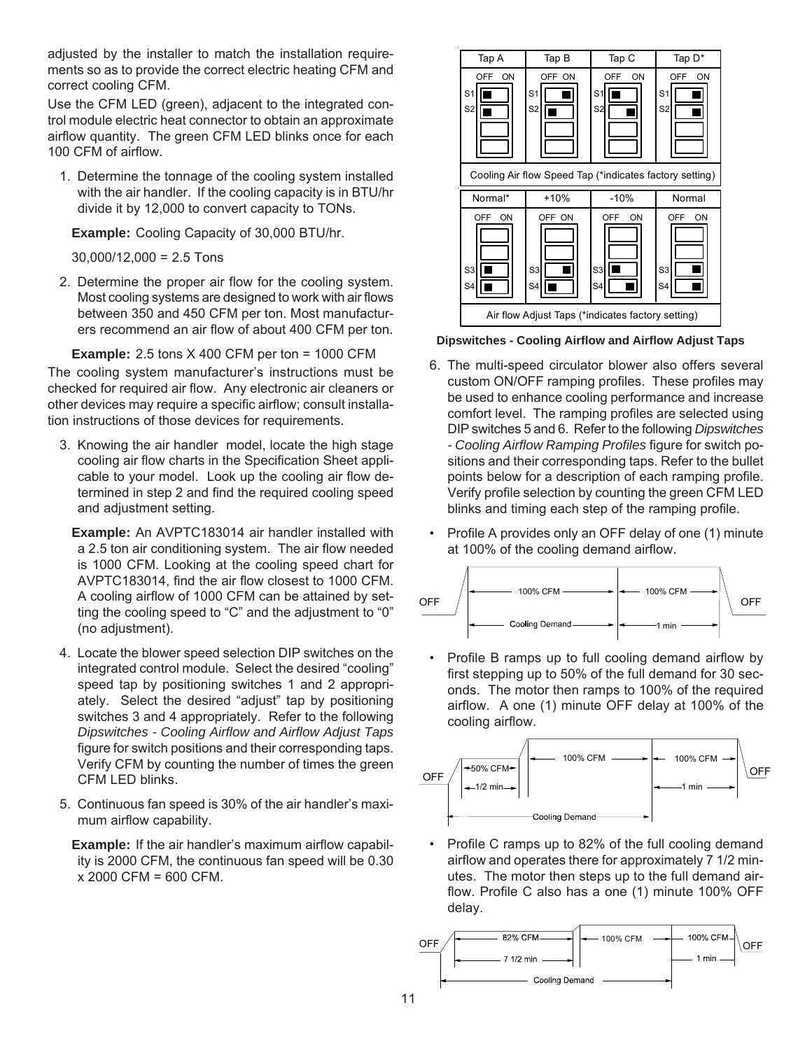adjusted by the installer to match the installation requirements so as to provide the correct electric heating CFM and correct cooling CFM.

Use the CFM LED (green), adjacent to the integrated control module electric heat connector to obtain an approximate airflow quantity. The green CFM LED blinks once for each 100 CFM of airflow.

1. Determine the tonnage of the cooling system installed with the air handler. If the cooling capacity is in BTU/hr divide it by 12,000 to convert capacity to TONs.

   **Example:** Cooling Capacity of 30,000 BTU/hr.

   30,000/12,000 = 2.5 Tons

2. Determine the proper air flow for the cooling system. Most cooling systems are designed to work with air flows between 350 and 450 CFM per ton. Most manufacturers recommend an air flow of about 400 CFM per ton.

   **Example:** 2.5 tons X 400 CFM per ton = 1000 CFM

The cooling system manufacturer's instructions must be checked for required air flow. Any electronic air cleaners or other devices may require a specific airflow; consult installation instructions of those devices for requirements.

3. Knowing the air handler model, locate the high stage cooling air flow charts in the Specification Sheet applicable to your model. Look up the cooling air flow determined in step 2 and find the required cooling speed and adjustment setting.

   **Example:** An AVPTC183014 air handler installed with a 2.5 ton air conditioning system. The air flow needed is 1000 CFM. Looking at the cooling speed chart for AVPTC183014, find the air flow closest to 1000 CFM. A cooling airflow of 1000 CFM can be attained by setting the cooling speed to "C" and the adjustment to "0" (no adjustment).

4. Locate the blower speed selection DIP switches on the integrated control module. Select the desired "cooling" speed tap by positioning switches 1 and 2 appropriately. Select the desired "adjust" tap by positioning switches 3 and 4 appropriately. Refer to the following *Dipswitches - Cooling Airflow and Airflow Adjust Taps* figure for switch positions and their corresponding taps. Verify CFM by counting the number of times the green CFM LED blinks.

5. Continuous fan speed is 30% of the air handler's maximum airflow capability.

   **Example:** If the air handler's maximum airflow capability is 2000 CFM, the continuous fan speed will be 0.30 x 2000 CFM = 600 CFM.

Cooling Air flow Speed Tap (*indicates factory setting)

| Switch | Tap A | Tap B | Tap C | Tap D* |
|---|---|---|---|---|
| S1 | OFF | ON | OFF | ON |
| S2 | OFF | OFF | ON | ON |

Air flow Adjust Taps (*indicates factory setting)

| Switch | Normal* | +10% | -10% | Normal |
|---|---|---|---|---|
| S3 | OFF | ON | OFF | ON |
| S4 | OFF | OFF | ON | ON |

**Dipswitches - Cooling Airflow and Airflow Adjust Taps**

6. The multi-speed circulator blower also offers several custom ON/OFF ramping profiles. These profiles may be used to enhance cooling performance and increase comfort level. The ramping profiles are selected using DIP switches 5 and 6. Refer to the following *Dipswitches - Cooling Airflow Ramping Profiles* figure for switch positions and their corresponding taps. Refer to the bullet points below for a description of each ramping profile. Verify profile selection by counting the green CFM LED blinks and timing each step of the ramping profile.

- Profile A provides only an OFF delay of one (1) minute at 100% of the cooling demand airflow.

OFF → 100% CFM (Cooling Demand) → 100% CFM (1 min) → OFF

- Profile B ramps up to full cooling demand airflow by first stepping up to 50% of the full demand for 30 seconds. The motor then ramps to 100% of the required airflow. A one (1) minute OFF delay at 100% of the cooling airflow.

OFF → 50% CFM (1/2 min) → 100% CFM (Cooling Demand) → 100% CFM (1 min) → OFF

- Profile C ramps up to 82% of the full cooling demand airflow and operates there for approximately 7 1/2 minutes. The motor then steps up to the full demand airflow. Profile C also has a one (1) minute 100% OFF delay.

OFF → 82% CFM (7 1/2 min) → 100% CFM (Cooling Demand) → 100% CFM (1 min) → OFF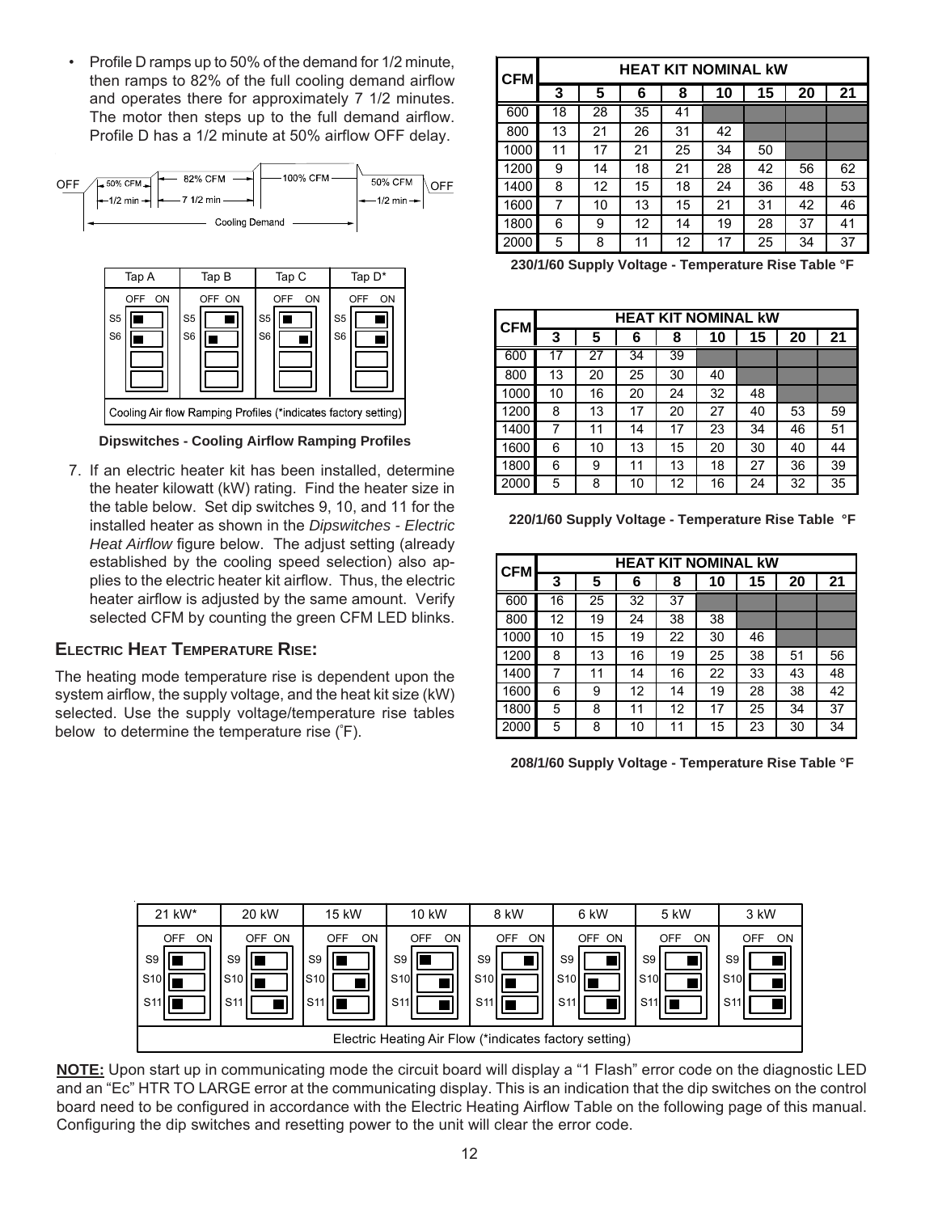- Profile D ramps up to 50% of the demand for 1/2 minute, then ramps to 82% of the full cooling demand airflow and operates there for approximately 7 1/2 minutes. The motor then steps up to the full demand airflow. Profile D has a 1/2 minute at 50% airflow OFF delay.

OFF — 50% CFM (1/2 min) — 82% CFM (7 1/2 min) — 100% CFM — 50% CFM (1/2 min) — OFF

Cooling Demand

| | Tap A | Tap B | Tap C | Tap D* |
|---|---|---|---|---|
| S5 | OFF | ON | OFF | ON |
| S6 | OFF | OFF | ON | ON |

Cooling Air flow Ramping Profiles (*indicates factory setting)

**Dipswitches - Cooling Airflow Ramping Profiles**

7. If an electric heater kit has been installed, determine the heater kilowatt (kW) rating. Find the heater size in the table below. Set dip switches 9, 10, and 11 for the installed heater as shown in the *Dipswitches - Electric Heat Airflow* figure below. The adjust setting (already established by the cooling speed selection) also applies to the electric heater kit airflow. Thus, the electric heater airflow is adjusted by the same amount. Verify selected CFM by counting the green CFM LED blinks.

## Electric Heat Temperature Rise:

The heating mode temperature rise is dependent upon the system airflow, the supply voltage, and the heat kit size (kW) selected. Use the supply voltage/temperature rise tables below to determine the temperature rise (˚F).

| CFM | HEAT KIT NOMINAL kW | | | | | | | |
|---|---|---|---|---|---|---|---|---|
| | 3 | 5 | 6 | 8 | 10 | 15 | 20 | 21 |
| 600 | 18 | 28 | 35 | 41 | | | | |
| 800 | 13 | 21 | 26 | 31 | 42 | | | |
| 1000 | 11 | 17 | 21 | 25 | 34 | 50 | | |
| 1200 | 9 | 14 | 18 | 21 | 28 | 42 | 56 | 62 |
| 1400 | 8 | 12 | 15 | 18 | 24 | 36 | 48 | 53 |
| 1600 | 7 | 10 | 13 | 15 | 21 | 31 | 42 | 46 |
| 1800 | 6 | 9 | 12 | 14 | 19 | 28 | 37 | 41 |
| 2000 | 5 | 8 | 11 | 12 | 17 | 25 | 34 | 37 |

**230/1/60 Supply Voltage - Temperature Rise Table °F**

| CFM | HEAT KIT NOMINAL kW | | | | | | | |
|---|---|---|---|---|---|---|---|---|
| | 3 | 5 | 6 | 8 | 10 | 15 | 20 | 21 |
| 600 | 17 | 27 | 34 | 39 | | | | |
| 800 | 13 | 20 | 25 | 30 | 40 | | | |
| 1000 | 10 | 16 | 20 | 24 | 32 | 48 | | |
| 1200 | 8 | 13 | 17 | 20 | 27 | 40 | 53 | 59 |
| 1400 | 7 | 11 | 14 | 17 | 23 | 34 | 46 | 51 |
| 1600 | 6 | 10 | 13 | 15 | 20 | 30 | 40 | 44 |
| 1800 | 6 | 9 | 11 | 13 | 18 | 27 | 36 | 39 |
| 2000 | 5 | 8 | 10 | 12 | 16 | 24 | 32 | 35 |

**220/1/60 Supply Voltage - Temperature Rise Table °F**

| CFM | HEAT KIT NOMINAL kW | | | | | | | |
|---|---|---|---|---|---|---|---|---|
| | 3 | 5 | 6 | 8 | 10 | 15 | 20 | 21 |
| 600 | 16 | 25 | 32 | 37 | | | | |
| 800 | 12 | 19 | 24 | 38 | 38 | | | |
| 1000 | 10 | 15 | 19 | 22 | 30 | 46 | | |
| 1200 | 8 | 13 | 16 | 19 | 25 | 38 | 51 | 56 |
| 1400 | 7 | 11 | 14 | 16 | 22 | 33 | 43 | 48 |
| 1600 | 6 | 9 | 12 | 14 | 19 | 28 | 38 | 42 |
| 1800 | 5 | 8 | 11 | 12 | 17 | 25 | 34 | 37 |
| 2000 | 5 | 8 | 10 | 11 | 15 | 23 | 30 | 34 |

**208/1/60 Supply Voltage - Temperature Rise Table °F**

| | 21 kW* | 20 kW | 15 kW | 10 kW | 8 kW | 6 kW | 5 kW | 3 kW |
|---|---|---|---|---|---|---|---|---|
| S9 | OFF | OFF | OFF | OFF | ON | ON | ON | ON |
| S10 | OFF | OFF | ON | ON | OFF | OFF | ON | ON |
| S11 | OFF | ON | OFF | ON | OFF | ON | OFF | ON |

Electric Heating Air Flow (*indicates factory setting)

**NOTE:** Upon start up in communicating mode the circuit board will display a "1 Flash" error code on the diagnostic LED and an "Ec" HTR TO LARGE error at the communicating display. This is an indication that the dip switches on the control board need to be configured in accordance with the Electric Heating Airflow Table on the following page of this manual. Configuring the dip switches and resetting power to the unit will clear the error code.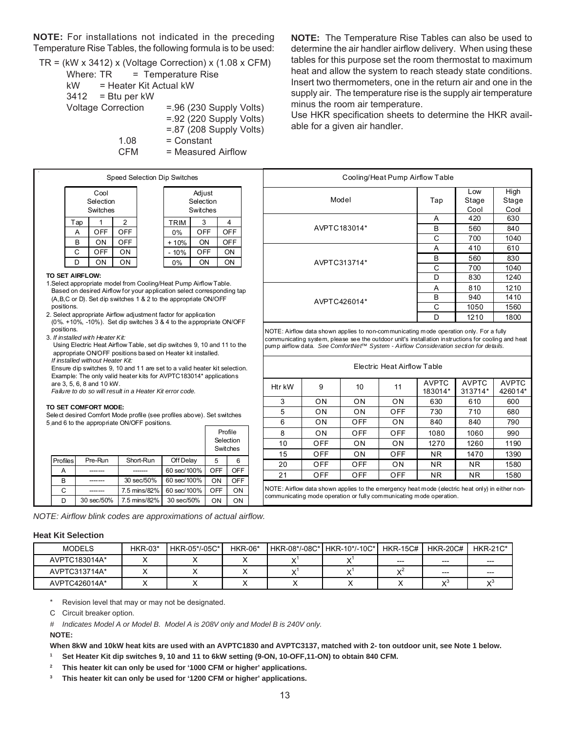**NOTE:** For installations not indicated in the preceding Temperature Rise Tables, the following formula is to be used:

TR = (kW x 3412) x (Voltage Correction) x (1.08 x CFM)

Where: TR = Temperature Rise
kW = Heater Kit Actual kW
3412 = Btu per kW
Voltage Correction =.96 (230 Supply Volts)
=.92 (220 Supply Volts)
=.87 (208 Supply Volts)
1.08 = Constant
CFM = Measured Airflow

**NOTE:** The Temperature Rise Tables can also be used to determine the air handler airflow delivery. When using these tables for this purpose set the room thermostat to maximum heat and allow the system to reach steady state conditions. Insert two thermometers, one in the return air and one in the supply air. The temperature rise is the supply air temperature minus the room air temperature.

Use HKR specification sheets to determine the HKR available for a given air handler.

**Speed Selection Dip Switches**

Cool Selection Switches

| Tap | 1 | 2 |
|---|---|---|
| A | OFF | OFF |
| B | ON | OFF |
| C | OFF | ON |
| D | ON | ON |

Adjust Selection Switches

| TRIM | 3 | 4 |
|---|---|---|
| 0% | OFF | OFF |
| + 10% | ON | OFF |
| - 10% | OFF | ON |
| 0% | ON | ON |

**TO SET AIRFLOW:**

1. Select appropriate model from Cooling/Heat Pump Airflow Table. Based on desired Airflow for your application select corresponding tap (A,B,C or D). Set dip switches 1 & 2 to the appropriate ON/OFF positions.
2. Select appropriate Airflow adjustment factor for application (0%. +10%, -10%). Set dip switches 3 & 4 to the appropriate ON/OFF positions.
3. *If installed with Heater Kit:* Using Electric Heat Airflow Table, set dip switches 9, 10 and 11 to the appropriate ON/OFF positions based on Heater kit installed.
   *If installed without Heater Kit:* Ensure dip switches 9, 10 and 11 are set to a valid heater kit selection. Example: The only valid heater kits for AVPTC183014* applications are 3, 5, 6, 8 and 10 kW.
   *Failure to do so will result in a Heater Kit error code.*

**TO SET COMFORT MODE:**

Select desired Comfort Mode profile (see profiles above). Set switches 5 and 6 to the appropriate ON/OFF positions.

| Profiles | Pre-Run | Short-Run | Off Delay | Profile Selection Switches 5 | 6 |
|---|---|---|---|---|---|
| A | ------- | ------- | 60 sec/100% | OFF | OFF |
| B | ------- | 30 sec/50% | 60 sec/100% | ON | OFF |
| C | ------- | 7.5 mins/82% | 60 sec/100% | OFF | ON |
| D | 30 sec/50% | 7.5 mins/82% | 30 sec/50% | ON | ON |

**Cooling/Heat Pump Airflow Table**

| Model | Tap | Low Stage Cool | High Stage Cool |
|---|---|---|---|
| AVPTC183014* | A | 420 | 630 |
| | B | 560 | 840 |
| | C | 700 | 1040 |
| AVPTC313714* | A | 410 | 610 |
| | B | 560 | 830 |
| | C | 700 | 1040 |
| | D | 830 | 1240 |
| AVPTC426014* | A | 810 | 1210 |
| | B | 940 | 1410 |
| | C | 1050 | 1560 |
| | D | 1210 | 1800 |

NOTE: Airflow data shown applies to non-communicating mode operation only. For a fully communicating system, please see the outdoor unit's installation instructions for cooling and heat pump airflow data. *See ComfortNet™ System - Airflow Consideration section for details.*

**Electric Heat Airflow Table**

| Htr kW | 9 | 10 | 11 | AVPTC 183014* | AVPTC 313714* | AVPTC 426014* |
|---|---|---|---|---|---|---|
| 3 | ON | ON | ON | 630 | 610 | 600 |
| 5 | ON | ON | OFF | 730 | 710 | 680 |
| 6 | ON | OFF | ON | 840 | 840 | 790 |
| 8 | ON | OFF | OFF | 1080 | 1060 | 990 |
| 10 | OFF | ON | ON | 1270 | 1260 | 1190 |
| 15 | OFF | ON | OFF | NR | 1470 | 1390 |
| 20 | OFF | OFF | ON | NR | NR | 1580 |
| 21 | OFF | OFF | OFF | NR | NR | 1580 |

NOTE: Airflow data shown applies to the emergency heat mode (electric heat only) in either non-communicating mode operation or fully communicating mode operation.

*NOTE: Airflow blink codes are approximations of actual airflow.*

**Heat Kit Selection**

| MODELS | HKR-03* | HKR-05*/-05C* | HKR-06* | HKR-08*/-08C* | HKR-10*/-10C* | HKR-15C# | HKR-20C# | HKR-21C* |
|---|---|---|---|---|---|---|---|---|
| AVPTC183014A* | X | X | X | X[1] | X[1] | --- | --- | --- |
| AVPTC313714A* | X | X | X | X[1] | X[1] | X[2] | --- | --- |
| AVPTC426014A* | X | X | X | X | X | X | X[3] | X[3] |

\* Revision level that may or may not be designated.

C Circuit breaker option.

# *Indicates Model A or Model B. Model A is 208V only and Model B is 240V only.*

**NOTE:**

**When 8kW and 10kW heat kits are used with an AVPTC1830 and AVPTC3137, matched with 2- ton outdoor unit, see Note 1 below.**

**[1] Set Heater Kit dip switches 9, 10 and 11 to 6kW setting (9-ON, 10-OFF,11-ON) to obtain 840 CFM.**

**[2] This heater kit can only be used for '1000 CFM or higher' applications.**

**[3] This heater kit can only be used for '1200 CFM or higher' applications.**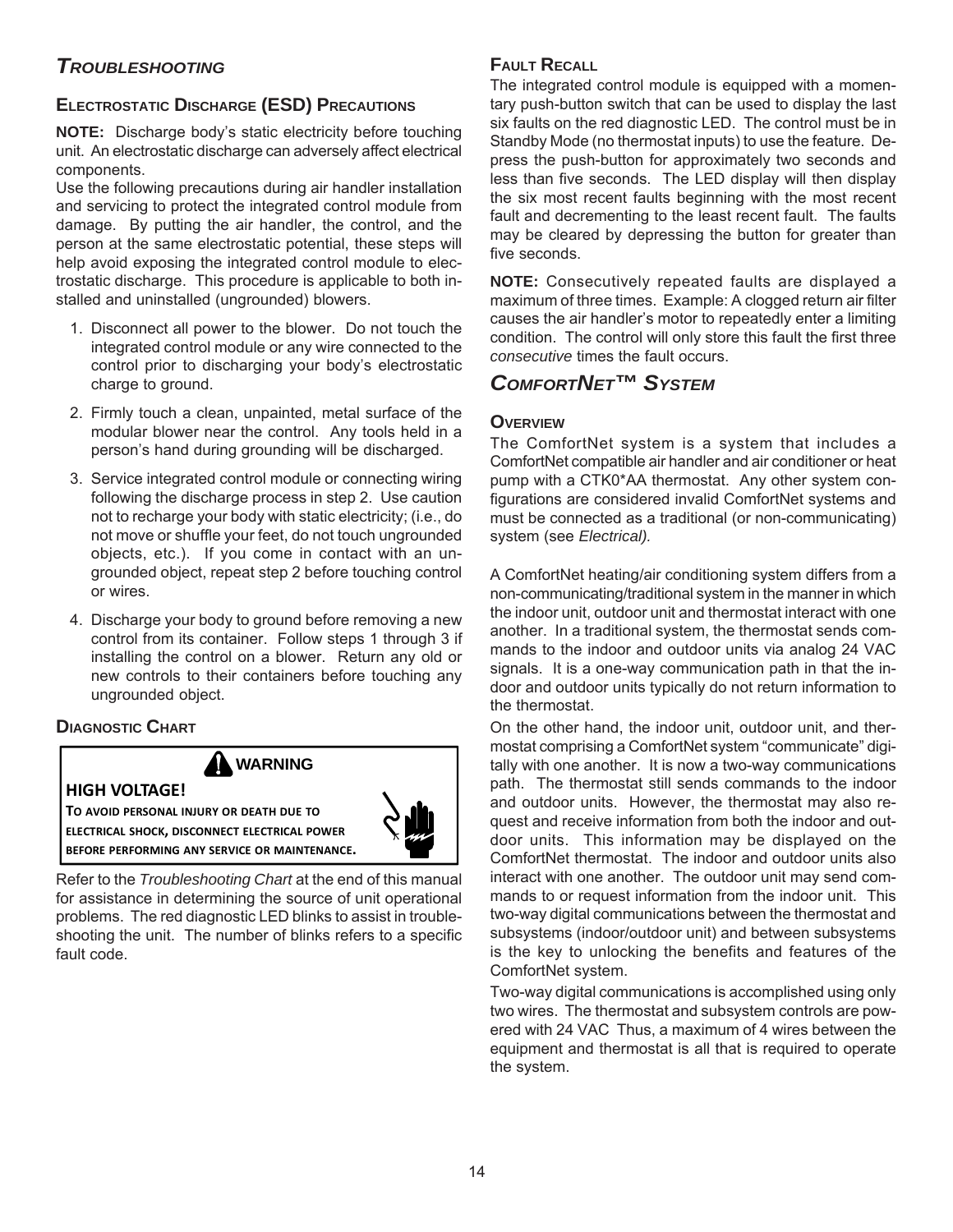## *TROUBLESHOOTING*

### ELECTROSTATIC DISCHARGE (ESD) PRECAUTIONS

**NOTE:** Discharge body's static electricity before touching unit. An electrostatic discharge can adversely affect electrical components.

Use the following precautions during air handler installation and servicing to protect the integrated control module from damage. By putting the air handler, the control, and the person at the same electrostatic potential, these steps will help avoid exposing the integrated control module to electrostatic discharge. This procedure is applicable to both installed and uninstalled (ungrounded) blowers.

1. Disconnect all power to the blower. Do not touch the integrated control module or any wire connected to the control prior to discharging your body's electrostatic charge to ground.
2. Firmly touch a clean, unpainted, metal surface of the modular blower near the control. Any tools held in a person's hand during grounding will be discharged.
3. Service integrated control module or connecting wiring following the discharge process in step 2. Use caution not to recharge your body with static electricity; (i.e., do not move or shuffle your feet, do not touch ungrounded objects, etc.). If you come in contact with an ungrounded object, repeat step 2 before touching control or wires.
4. Discharge your body to ground before removing a new control from its container. Follow steps 1 through 3 if installing the control on a blower. Return any old or new controls to their containers before touching any ungrounded object.

### DIAGNOSTIC CHART

**WARNING**

**HIGH VOLTAGE!**

**TO AVOID PERSONAL INJURY OR DEATH DUE TO ELECTRICAL SHOCK, DISCONNECT ELECTRICAL POWER BEFORE PERFORMING ANY SERVICE OR MAINTENANCE.**

Refer to the *Troubleshooting Chart* at the end of this manual for assistance in determining the source of unit operational problems. The red diagnostic LED blinks to assist in troubleshooting the unit. The number of blinks refers to a specific fault code.

### FAULT RECALL

The integrated control module is equipped with a momentary push-button switch that can be used to display the last six faults on the red diagnostic LED. The control must be in Standby Mode (no thermostat inputs) to use the feature. Depress the push-button for approximately two seconds and less than five seconds. The LED display will then display the six most recent faults beginning with the most recent fault and decrementing to the least recent fault. The faults may be cleared by depressing the button for greater than five seconds.

**NOTE:** Consecutively repeated faults are displayed a maximum of three times. Example: A clogged return air filter causes the air handler's motor to repeatedly enter a limiting condition. The control will only store this fault the first three *consecutive* times the fault occurs.

## *COMFORTNET™ SYSTEM*

### OVERVIEW

The ComfortNet system is a system that includes a ComfortNet compatible air handler and air conditioner or heat pump with a CTK0*AA thermostat. Any other system configurations are considered invalid ComfortNet systems and must be connected as a traditional (or non-communicating) system (see *Electrical).*

A ComfortNet heating/air conditioning system differs from a non-communicating/traditional system in the manner in which the indoor unit, outdoor unit and thermostat interact with one another. In a traditional system, the thermostat sends commands to the indoor and outdoor units via analog 24 VAC signals. It is a one-way communication path in that the indoor and outdoor units typically do not return information to the thermostat.

On the other hand, the indoor unit, outdoor unit, and thermostat comprising a ComfortNet system "communicate" digitally with one another. It is now a two-way communications path. The thermostat still sends commands to the indoor and outdoor units. However, the thermostat may also request and receive information from both the indoor and outdoor units. This information may be displayed on the ComfortNet thermostat. The indoor and outdoor units also interact with one another. The outdoor unit may send commands to or request information from the indoor unit. This two-way digital communications between the thermostat and subsystems (indoor/outdoor unit) and between subsystems is the key to unlocking the benefits and features of the ComfortNet system.

Two-way digital communications is accomplished using only two wires. The thermostat and subsystem controls are powered with 24 VAC Thus, a maximum of 4 wires between the equipment and thermostat is all that is required to operate the system.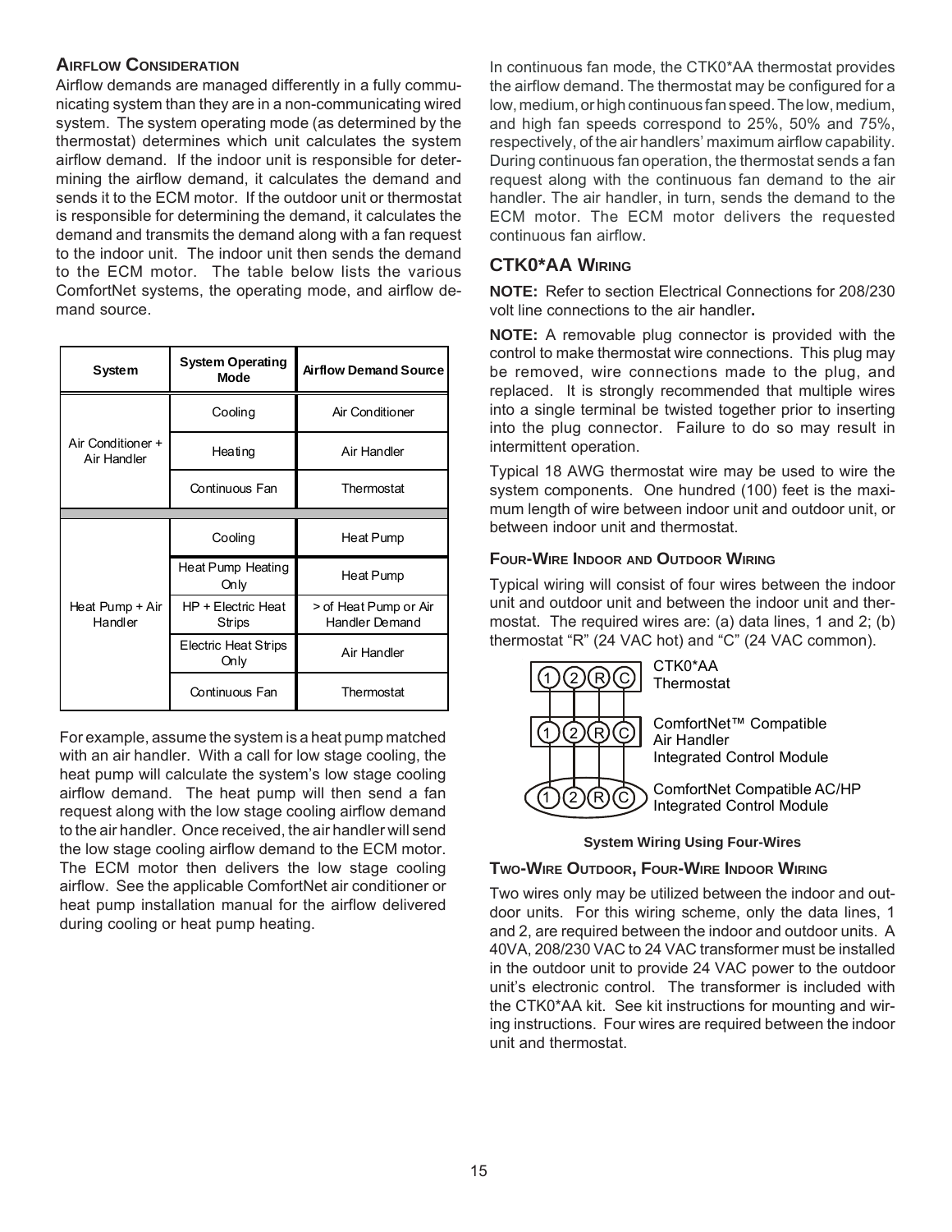### AIRFLOW CONSIDERATION

Airflow demands are managed differently in a fully communicating system than they are in a non-communicating wired system. The system operating mode (as determined by the thermostat) determines which unit calculates the system airflow demand. If the indoor unit is responsible for determining the airflow demand, it calculates the demand and sends it to the ECM motor. If the outdoor unit or thermostat is responsible for determining the demand, it calculates the demand and transmits the demand along with a fan request to the indoor unit. The indoor unit then sends the demand to the ECM motor. The table below lists the various ComfortNet systems, the operating mode, and airflow demand source.

| System | System Operating Mode | Airflow Demand Source |
|---|---|---|
| Air Conditioner + Air Handler | Cooling | Air Conditioner |
| | Heating | Air Handler |
| | Continuous Fan | Thermostat |
| Heat Pump + Air Handler | Cooling | Heat Pump |
| | Heat Pump Heating Only | Heat Pump |
| | HP + Electric Heat Strips | > of Heat Pump or Air Handler Demand |
| | Electric Heat Strips Only | Air Handler |
| | Continuous Fan | Thermostat |

For example, assume the system is a heat pump matched with an air handler. With a call for low stage cooling, the heat pump will calculate the system's low stage cooling airflow demand. The heat pump will then send a fan request along with the low stage cooling airflow demand to the air handler. Once received, the air handler will send the low stage cooling airflow demand to the ECM motor. The ECM motor then delivers the low stage cooling airflow. See the applicable ComfortNet air conditioner or heat pump installation manual for the airflow delivered during cooling or heat pump heating.

In continuous fan mode, the CTK0*AA thermostat provides the airflow demand. The thermostat may be configured for a low, medium, or high continuous fan speed. The low, medium, and high fan speeds correspond to 25%, 50% and 75%, respectively, of the air handlers' maximum airflow capability. During continuous fan operation, the thermostat sends a fan request along with the continuous fan demand to the air handler. The air handler, in turn, sends the demand to the ECM motor. The ECM motor delivers the requested continuous fan airflow.

## CTK0*AA WIRING

**NOTE:** Refer to section Electrical Connections for 208/230 volt line connections to the air handler.

**NOTE:** A removable plug connector is provided with the control to make thermostat wire connections. This plug may be removed, wire connections made to the plug, and replaced. It is strongly recommended that multiple wires into a single terminal be twisted together prior to inserting into the plug connector. Failure to do so may result in intermittent operation.

Typical 18 AWG thermostat wire may be used to wire the system components. One hundred (100) feet is the maximum length of wire between indoor unit and outdoor unit, or between indoor unit and thermostat.

### FOUR-WIRE INDOOR AND OUTDOOR WIRING

Typical wiring will consist of four wires between the indoor unit and outdoor unit and between the indoor unit and thermostat. The required wires are: (a) data lines, 1 and 2; (b) thermostat "R" (24 VAC hot) and "C" (24 VAC common).

1 2 R C — CTK0*AA Thermostat

1 2 R C — ComfortNet™ Compatible Air Handler Integrated Control Module

1 2 R C — ComfortNet Compatible AC/HP Integrated Control Module

**System Wiring Using Four-Wires**

### TWO-WIRE OUTDOOR, FOUR-WIRE INDOOR WIRING

Two wires only may be utilized between the indoor and outdoor units. For this wiring scheme, only the data lines, 1 and 2, are required between the indoor and outdoor units. A 40VA, 208/230 VAC to 24 VAC transformer must be installed in the outdoor unit to provide 24 VAC power to the outdoor unit's electronic control. The transformer is included with the CTK0*AA kit. See kit instructions for mounting and wiring instructions. Four wires are required between the indoor unit and thermostat.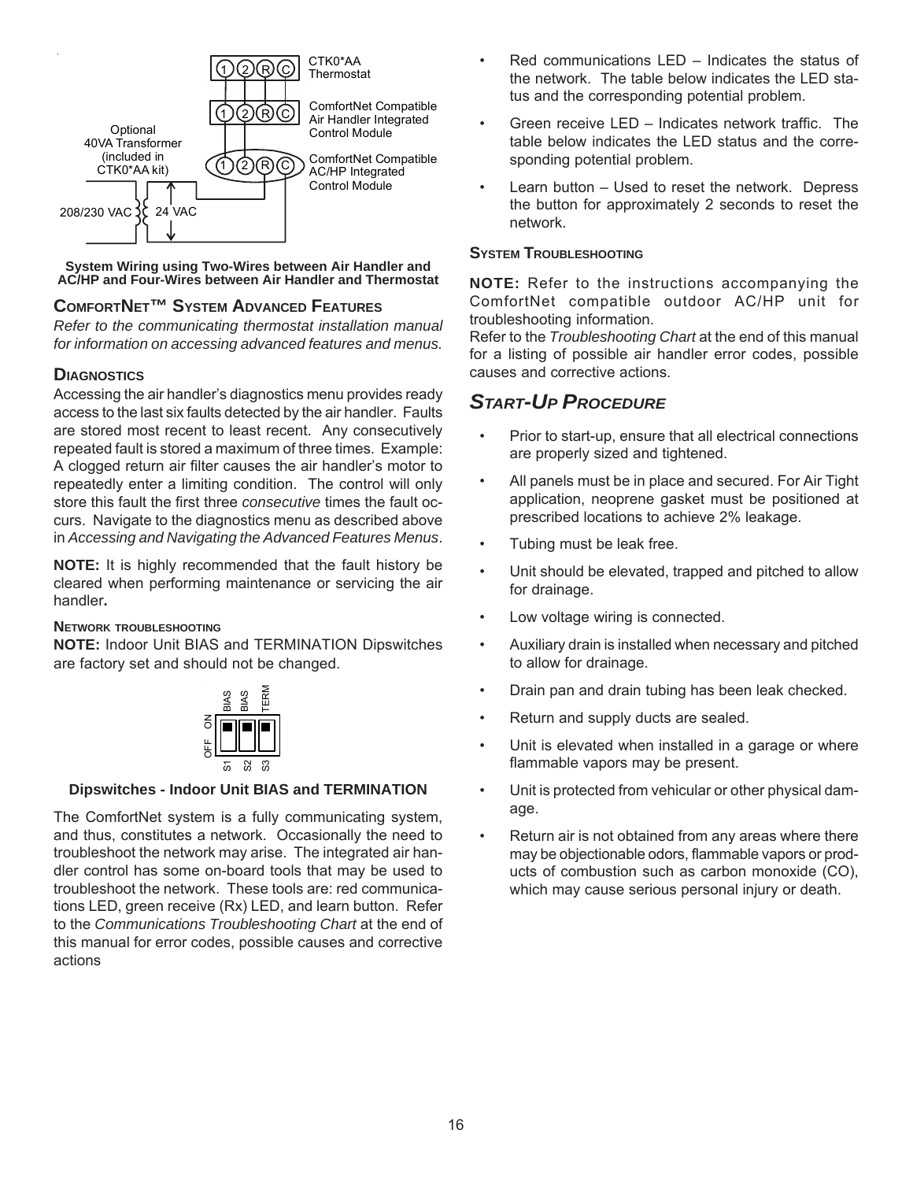System Wiring using Two-Wires between Air Handler and AC/HP and Four-Wires between Air Handler and Thermostat

### ComfortNet™ System Advanced Features

*Refer to the communicating thermostat installation manual for information on accessing advanced features and menus.*

#### Diagnostics

Accessing the air handler's diagnostics menu provides ready access to the last six faults detected by the air handler. Faults are stored most recent to least recent. Any consecutively repeated fault is stored a maximum of three times. Example: A clogged return air filter causes the air handler's motor to repeatedly enter a limiting condition. The control will only store this fault the first three *consecutive* times the fault occurs. Navigate to the diagnostics menu as described above in *Accessing and Navigating the Advanced Features Menus*.

**NOTE:** It is highly recommended that the fault history be cleared when performing maintenance or servicing the air handler**.**

#### Network troubleshooting

**NOTE:** Indoor Unit BIAS and TERMINATION Dipswitches are factory set and should not be changed.

**Dipswitches - Indoor Unit BIAS and TERMINATION**

The ComfortNet system is a fully communicating system, and thus, constitutes a network. Occasionally the need to troubleshoot the network may arise. The integrated air handler control has some on-board tools that may be used to troubleshoot the network. These tools are: red communications LED, green receive (Rx) LED, and learn button. Refer to the *Communications Troubleshooting Chart* at the end of this manual for error codes, possible causes and corrective actions

- Red communications LED – Indicates the status of the network. The table below indicates the LED status and the corresponding potential problem.
- Green receive LED – Indicates network traffic. The table below indicates the LED status and the corresponding potential problem.
- Learn button – Used to reset the network. Depress the button for approximately 2 seconds to reset the network.

#### System Troubleshooting

**NOTE:** Refer to the instructions accompanying the ComfortNet compatible outdoor AC/HP unit for troubleshooting information.

Refer to the *Troubleshooting Chart* at the end of this manual for a listing of possible air handler error codes, possible causes and corrective actions.

## *Start-Up Procedure*

- Prior to start-up, ensure that all electrical connections are properly sized and tightened.
- All panels must be in place and secured. For Air Tight application, neoprene gasket must be positioned at prescribed locations to achieve 2% leakage.
- Tubing must be leak free.
- Unit should be elevated, trapped and pitched to allow for drainage.
- Low voltage wiring is connected.
- Auxiliary drain is installed when necessary and pitched to allow for drainage.
- Drain pan and drain tubing has been leak checked.
- Return and supply ducts are sealed.
- Unit is elevated when installed in a garage or where flammable vapors may be present.
- Unit is protected from vehicular or other physical damage.
- Return air is not obtained from any areas where there may be objectionable odors, flammable vapors or products of combustion such as carbon monoxide (CO), which may cause serious personal injury or death.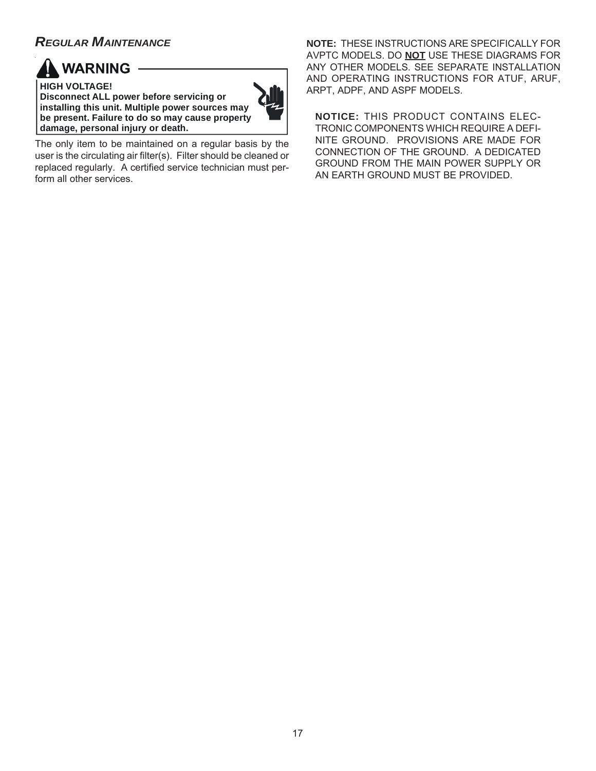## *Regular Maintenance*

**⚠ WARNING**

**HIGH VOLTAGE!**
**Disconnect ALL power before servicing or installing this unit. Multiple power sources may be present. Failure to do so may cause property damage, personal injury or death.**

The only item to be maintained on a regular basis by the user is the circulating air filter(s). Filter should be cleaned or replaced regularly. A certified service technician must perform all other services.

**NOTE:** THESE INSTRUCTIONS ARE SPECIFICALLY FOR AVPTC MODELS. DO **NOT** USE THESE DIAGRAMS FOR ANY OTHER MODELS. SEE SEPARATE INSTALLATION AND OPERATING INSTRUCTIONS FOR ATUF, ARUF, ARPT, ADPF, AND ASPF MODELS.

**NOTICE:** THIS PRODUCT CONTAINS ELECTRONIC COMPONENTS WHICH REQUIRE A DEFINITE GROUND. PROVISIONS ARE MADE FOR CONNECTION OF THE GROUND. A DEDICATED GROUND FROM THE MAIN POWER SUPPLY OR AN EARTH GROUND MUST BE PROVIDED.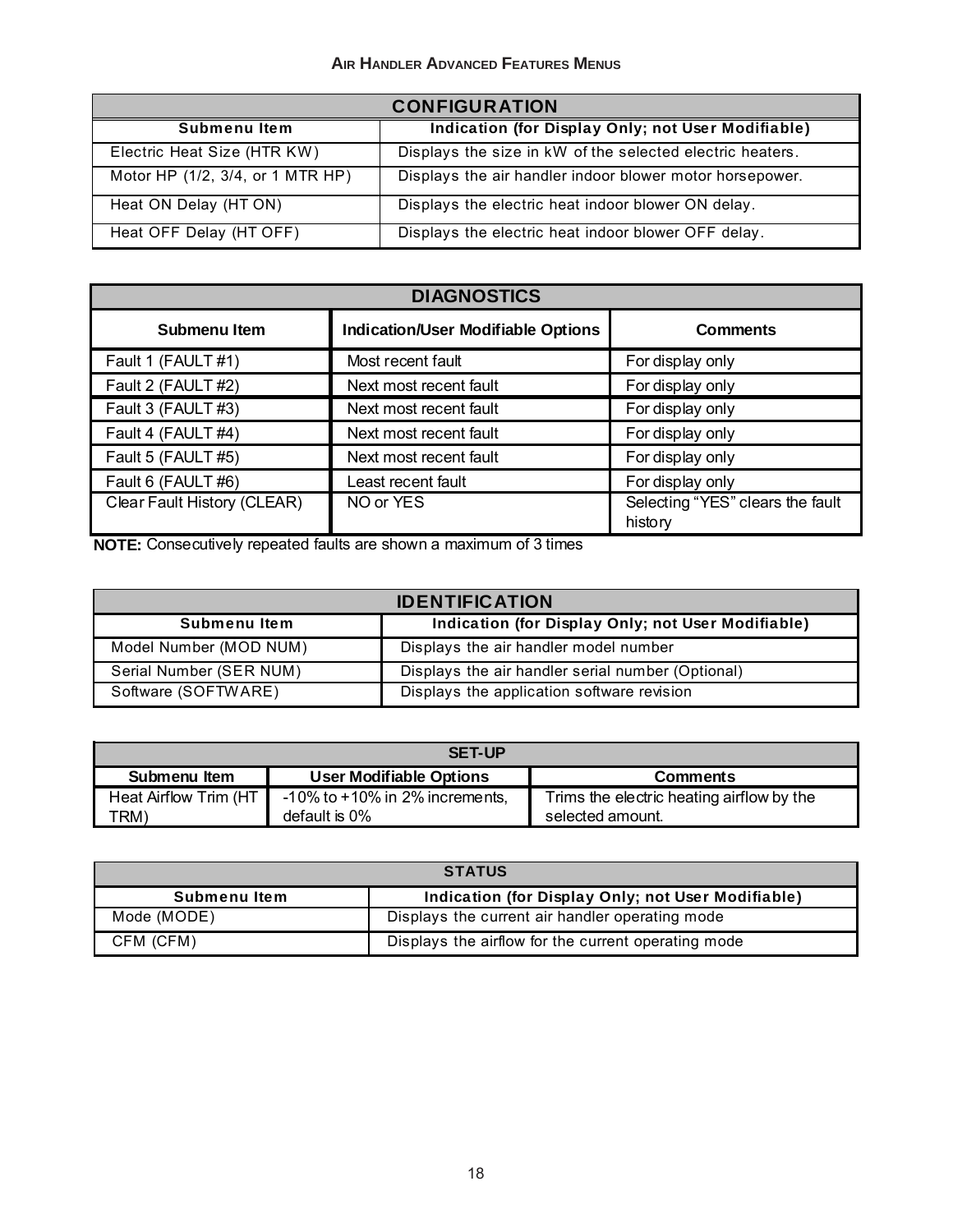## Air Handler Advanced Features Menus

| CONFIGURATION | |
|---|---|
| **Submenu Item** | **Indication (for Display Only; not User Modifiable)** |
| Electric Heat Size (HTR KW) | Displays the size in kW of the selected electric heaters. |
| Motor HP (1/2, 3/4, or 1 MTR HP) | Displays the air handler indoor blower motor horsepower. |
| Heat ON Delay (HT ON) | Displays the electric heat indoor blower ON delay. |
| Heat OFF Delay (HT OFF) | Displays the electric heat indoor blower OFF delay. |

| DIAGNOSTICS | | |
|---|---|---|
| **Submenu Item** | **Indication/User Modifiable Options** | **Comments** |
| Fault 1 (FAULT #1) | Most recent fault | For display only |
| Fault 2 (FAULT #2) | Next most recent fault | For display only |
| Fault 3 (FAULT #3) | Next most recent fault | For display only |
| Fault 4 (FAULT #4) | Next most recent fault | For display only |
| Fault 5 (FAULT #5) | Next most recent fault | For display only |
| Fault 6 (FAULT #6) | Least recent fault | For display only |
| Clear Fault History (CLEAR) | NO or YES | Selecting "YES" clears the fault history |

**NOTE:** Consecutively repeated faults are shown a maximum of 3 times

| IDENTIFICATION | |
|---|---|
| **Submenu Item** | **Indication (for Display Only; not User Modifiable)** |
| Model Number (MOD NUM) | Displays the air handler model number |
| Serial Number (SER NUM) | Displays the air handler serial number (Optional) |
| Software (SOFTWARE) | Displays the application software revision |

| SET-UP | | |
|---|---|---|
| **Submenu Item** | **User Modifiable Options** | **Comments** |
| Heat Airflow Trim (HT TRM) | -10% to +10% in 2% increments, default is 0% | Trims the electric heating airflow by the selected amount. |

| STATUS | |
|---|---|
| **Submenu Item** | **Indication (for Display Only; not User Modifiable)** |
| Mode (MODE) | Displays the current air handler operating mode |
| CFM (CFM) | Displays the airflow for the current operating mode |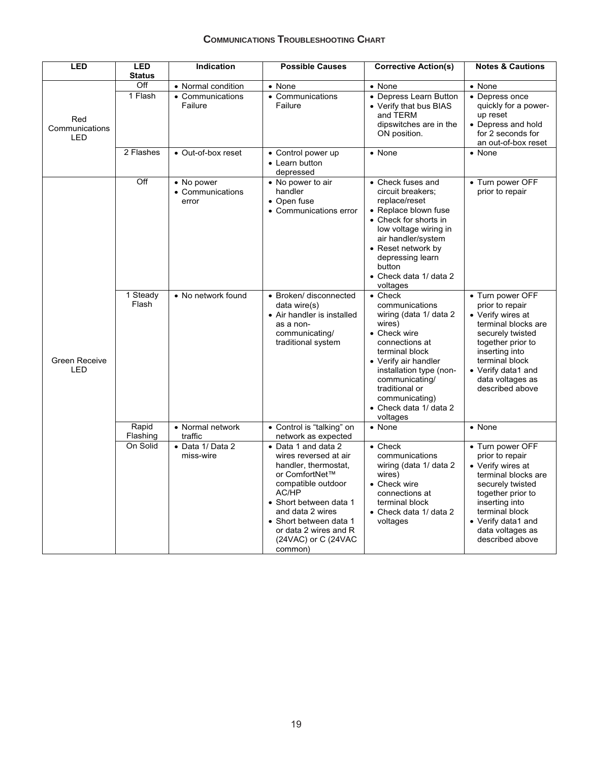### Communications Troubleshooting Chart

| LED | LED Status | Indication | Possible Causes | Corrective Action(s) | Notes & Cautions |
|---|---|---|---|---|---|
| Red Communications LED | Off | • Normal condition | • None | • None | • None |
| | 1 Flash | • Communications Failure | • Communications Failure | • Depress Learn Button<br>• Verify that bus BIAS and TERM dipswitches are in the ON position. | • Depress once quickly for a power-up reset<br>• Depress and hold for 2 seconds for an out-of-box reset |
| | 2 Flashes | • Out-of-box reset | • Control power up<br>• Learn button depressed | • None | • None |
| Green Receive LED | Off | • No power<br>• Communications error | • No power to air handler<br>• Open fuse<br>• Communications error | • Check fuses and circuit breakers; replace/reset<br>• Replace blown fuse<br>• Check for shorts in low voltage wiring in air handler/system<br>• Reset network by depressing learn button<br>• Check data 1/ data 2 voltages | • Turn power OFF prior to repair |
| | 1 Steady Flash | • No network found | • Broken/ disconnected data wire(s)<br>• Air handler is installed as a non-communicating/ traditional system | • Check communications wiring (data 1/ data 2 wires)<br>• Check wire connections at terminal block<br>• Verify air handler installation type (non-communicating/ traditional or communicating)<br>• Check data 1/ data 2 voltages | • Turn power OFF prior to repair<br>• Verify wires at terminal blocks are securely twisted together prior to inserting into terminal block<br>• Verify data1 and data voltages as described above |
| | Rapid Flashing | • Normal network traffic | • Control is "talking" on network as expected | • None | • None |
| | On Solid | • Data 1/ Data 2 miss-wire | • Data 1 and data 2 wires reversed at air handler, thermostat, or ComfortNet™ compatible outdoor AC/HP<br>• Short between data 1 and data 2 wires<br>• Short between data 1 or data 2 wires and R (24VAC) or C (24VAC common) | • Check communications wiring (data 1/ data 2 wires)<br>• Check wire connections at terminal block<br>• Check data 1/ data 2 voltages | • Turn power OFF prior to repair<br>• Verify wires at terminal blocks are securely twisted together prior to inserting into terminal block<br>• Verify data1 and data voltages as described above |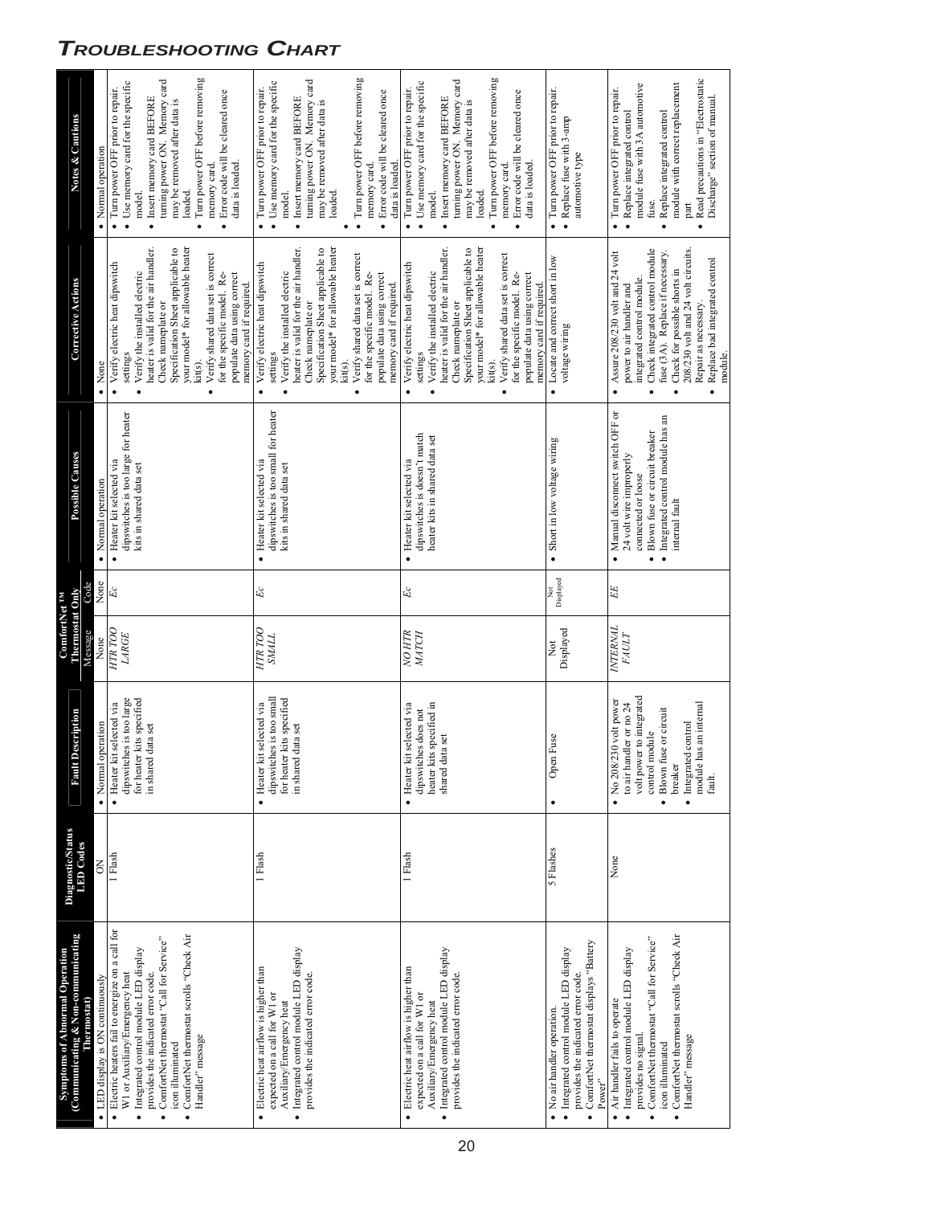# Troubleshooting Chart

| Symptoms of Abnormal Operation (Communicating & Non-communicating Thermostat) | Diagnostic/Status LED Codes | Fault Description | ComfortNet™ Thermostat Only Message | ComfortNet™ Thermostat Only Code | Possible Causes | Corrective Actions | Notes & Cautions |
|---|---|---|---|---|---|---|---|
| • LED display is ON continuously | ON | • Normal operation | None | None | • Normal operation | • None | • Normal operation |
| • Electric heaters fail to energize on a call for W1 or Auxiliary/Emergency heat<br>• Integrated control module LED display provides the indicated error code.<br>• ComfortNet thermostat "Call for Service" icon illuminated<br>• ComfortNet thermostat scrolls "Check Air Handler" message | 1 Flash | • Heater kit selected via dipswitches is too large for heater kits specified in shared data set | *HTR TOO LARGE* | *Ec* | • Heater kit selected via dipswitches is too large for heater kits in shared data set | • Verify electric heat dipswitch settings<br>• Verify the installed electric heater is valid for the air handler. Check nameplate or Specification Sheet applicable to your model* for allowable heater kit(s).<br>• Verify shared data set is correct for the specific model. Re-populate data using correct memory card if required. | • Turn power OFF prior to repair.<br>• Use memory card for the specific model.<br>• Insert memory card BEFORE turning power ON. Memory card may be removed after data is loaded.<br>• Turn power OFF before removing memory card.<br>• Error code will be cleared once data is loaded. |
| • Electric heat airflow is higher than expected on a call for W1 or Auxiliary/Emergency heat<br>• Integrated control module LED display provides the indicated error code. | 1 Flash | • Heater kit selected via dipswitches is too small for heater kits specified in shared data set | *HTR TOO SMALL* | *Ec* | • Heater kit selected via dipswitches is too small for heater kits in shared data set | • Verify electric heat dipswitch settings<br>• Verify the installed electric heater is valid for the air handler. Check nameplate or Specification Sheet applicable to your model* for allowable heater kit(s).<br>• Verify shared data set is correct for the specific model. Re-populate data using correct memory card if required. | • Turn power OFF prior to repair.<br>• Use memory card for the specific model.<br>• Insert memory card BEFORE turning power ON. Memory card may be removed after data is loaded.<br>• Turn power OFF before removing memory card.<br>• Error code will be cleared once data is loaded. |
| • Electric heat airflow is higher than expected on a call for W1 or Auxiliary/Emergency heat<br>• Integrated control module LED display provides the indicated error code. | 1 Flash | • Heater kit selected via dipswitches does not match heater kits specified in shared data set | *NO HTR MATCH* | *Ec* | • Heater kit selected via dipswitches is doesn't match heater kits in shared data set | • Verify electric heat dipswitch settings<br>• Verify the installed electric heater is valid for the air handler. Check nameplate or Specification Sheet applicable to your model* for allowable heater kit(s).<br>• Verify shared data set is correct for the specific model. Re-populate data using correct memory card if required. | • Turn power OFF prior to repair.<br>• Use memory card for the specific model.<br>• Insert memory card BEFORE turning power ON. Memory card may be removed after data is loaded.<br>• Turn power OFF before removing memory card.<br>• Error code will be cleared once data is loaded. |
| • No air handler operation.<br>• Integrated control module LED display provides the indicated error code.<br>• ComfortNet thermostat displays "Battery Power" | 5 Flashes | • Open Fuse | Not Displayed | Not Displayed | • Short in low voltage wiring | • Locate and correct short in low voltage wiring | • Turn power OFF prior to repair.<br>• Replace fuse with 3-amp automotive type |
| • Air handler fails to operate<br>• Integrated control module LED display provides no signal.<br>• ComfortNet thermostat "Call for Service" icon illuminated<br>• ComfortNet thermostat scrolls "Check Air Handler" message | None | • No 208/230 volt power to air handler or no 24 volt power to integrated control module<br>• Blown fuse or circuit breaker<br>• Integrated control module has an internal fault. | *INTERNAL FAULT* | *EE* | • Manual disconnect switch OFF or 24 volt wire improperly connected or loose<br>• Blown fuse or circuit breaker<br>• Integrated control module has an internal fault | • Assure 208/230 volt and 24 volt power to air handler and integrated control module.<br>• Check integrated control module fuse (3 A). Replace if necessary.<br>• Check for possible shorts in 208/230 volt and 24 volt circuits. Repair as necessary.<br>• Replace bad integrated control module. | • Turn power OFF prior to repair.<br>• Replace integrated control module fuse with 3 A automotive fuse.<br>• Replace integrated control module with correct replacement part<br>• Read precautions in "Electrostatic Discharge" section of manual. |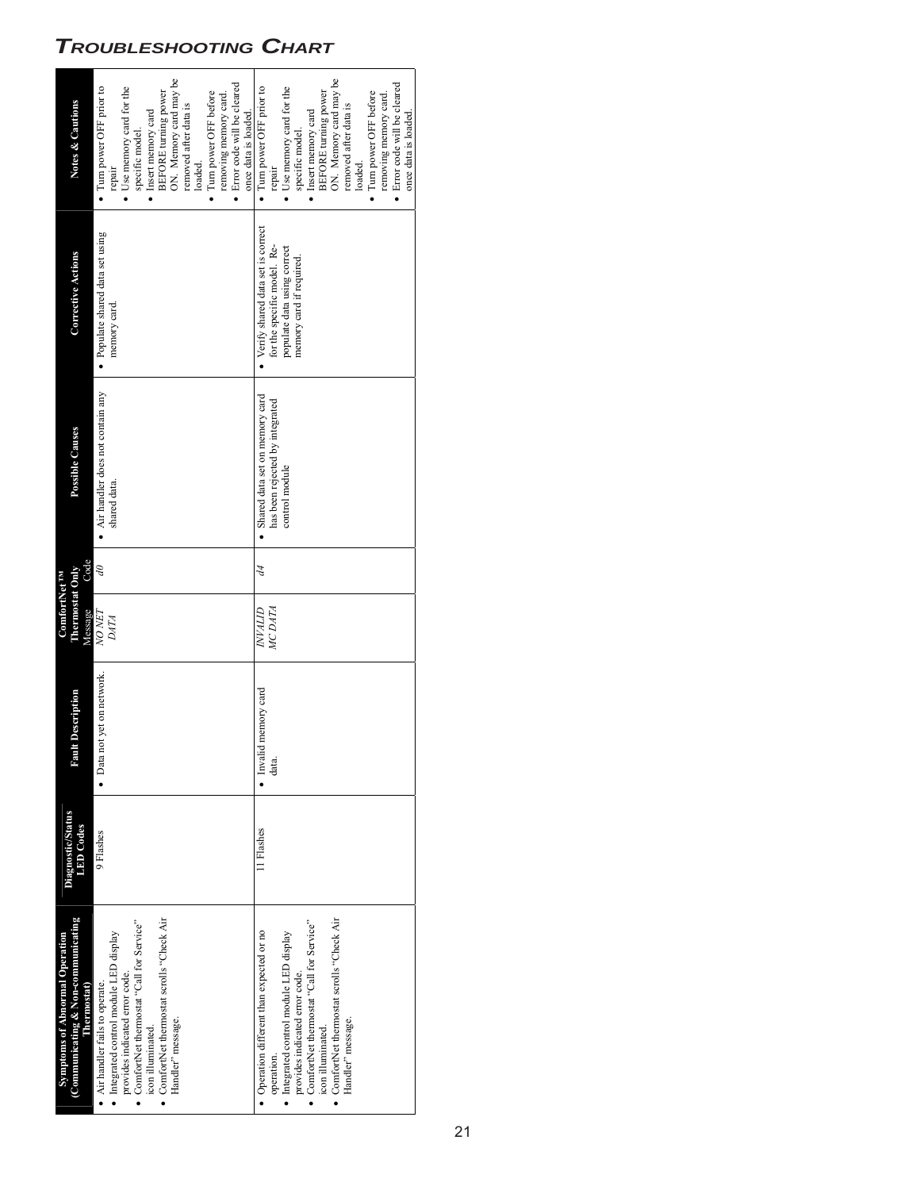## Troubleshooting Chart

| Symptoms of Abnormal Operation (Communicating & Non-communicating Thermostat) | Diagnostic/Status LED Codes | Fault Description | ComfortNet™ Thermostat Only | | Possible Causes | Corrective Actions | Notes & Cautions |
|---|---|---|---|---|---|---|---|
| | | | Message | Code | | | |
| • Air handler fails to operate.<br>• Integrated control module LED display provides indicated error code.<br>• ComfortNet thermostat "Call for Service" icon illuminated.<br>• ComfortNet thermostat scrolls "Check Air Handler" message. | 9 Flashes | • Data not yet on network. | *NO NET DATA* | *d0* | • Air handler does not contain any shared data. | • Populate shared data set using memory card. | • Turn power OFF prior to repair<br>• Use memory card for the specific model.<br>• Insert memory card BEFORE turning power ON. Memory card may be removed after data is loaded.<br>• Turn power OFF before removing memory card.<br>• Error code will be cleared once data is loaded. |
| • Operation different than expected or no operation.<br>• Integrated control module LED display provides indicated error code.<br>• ComfortNet thermostat "Call for Service" icon illuminated.<br>• ComfortNet thermostat scrolls "Check Air Handler" message. | 11 Flashes | • Invalid memory card data. | *INVALID MC DATA* | *d4* | • Shared data set on memory card has been rejected by integrated control module | • Verify shared data set is correct for the specific model. Re-populate data using correct memory card if required. | • Turn power OFF prior to repair<br>• Use memory card for the specific model.<br>• Insert memory card BEFORE turning power ON. Memory card may be removed after data is loaded.<br>• Turn power OFF before removing memory card.<br>• Error code will be cleared once data is loaded. |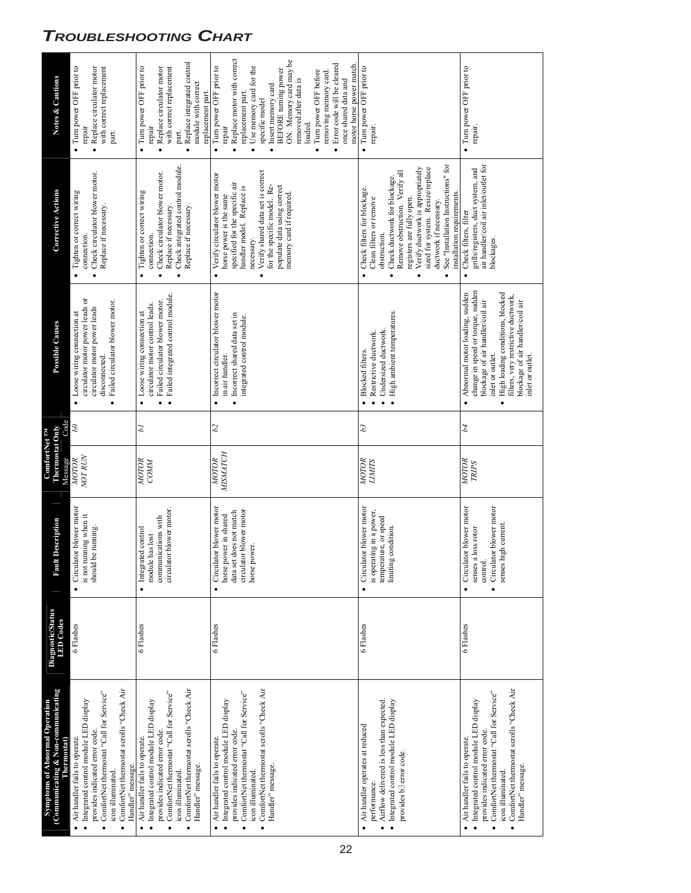# Troubleshooting Chart

| Symptoms of Abnormal Operation (Communicating & Non-communicating Thermostat) | Diagnostic/Status LED Codes | Fault Description | ComfortNet™ Thermostat Only Message | ComfortNet™ Thermostat Only Code | Possible Causes | Corrective Actions | Notes & Cautions |
|---|---|---|---|---|---|---|---|
| • Air handler fails to operate.<br>• Integrated control module LED display provides indicated error code.<br>• ComfortNet thermostat "Call for Service" icon illuminated.<br>• ComfortNet thermostat scrolls "Check Air Handler" message. | 6 Flashes | • Circulator blower motor is not running when it should be running. | *MOTOR NOT RUN* | *b0* | • Loose wiring connection at circulator motor power leads or circulator motor power leads disconnected.<br>• Failed circulator blower motor. | • Tighten or correct wiring connection.<br>• Check circulator blower motor. Replace if necessary. | • Turn power OFF prior to repair<br>• Replace circulator motor with correct replacement part. |
| • Air handler fails to operate.<br>• Integrated control module LED display provides indicated error code.<br>• ComfortNet thermostat "Call for Service" icon illuminated.<br>• ComfortNet thermostat scrolls "Check Air Handler" message. | 6 Flashes | • Integrated control module has lost communications with circulator blower motor. | *MOTOR COMM* | *b1* | • Loose wiring connection at circulator motor control leads.<br>• Failed circulator blower motor.<br>• Failed integrated control module. | • Tighten or correct wiring connection.<br>• Check circulator blower motor. Replace if necessary.<br>• Check integrated control module. Replace if necessary. | • Turn power OFF prior to repair<br>• Replace circulator motor with correct replacement part.<br>• Replace integrated control module with correct replacement part. |
| • Air handler fails to operate.<br>• Integrated control module LED display provides indicated error code.<br>• ComfortNet thermostat "Call for Service" icon illuminated.<br>• ComfortNet thermostat scrolls "Check Air Handler" message. | 6 Flashes | • Circulator blower motor horse power in shared data set does not match circulator blower motor horse power. | *MOTOR MISMATCH* | *b2* | • Incorrect circulator blower motor in air handler.<br>• Incorrect shared data set in integrated control module. | • Verify circulator blower motor horse power is the same specified for the specific air handler model. Replace is necessary.<br>• Verify shared data set is correct for the specific model. Re-populate data using correct memory card if required. | • Turn power OFF prior to repair<br>• Replace motor with correct replacement part.<br>• Use memory card for the specific model<br>• Insert memory card BEFORE turning power ON. Memory card may be removed after data is loaded.<br>• Turn power OFF before removing memory card.<br>• Error code will be cleared once shared data and motor horse power match. |
| • Air handler operates at reduced performance.<br>• Airflow delivered is less than expected.<br>• Integrated control module LED display provides b3 error code. | 6 Flashes | • Circulator blower motor is operating in a power, temperature, or speed limiting condition. | *MOTOR LIMITS* | *b3* | • Blocked filters.<br>• Restrictive ductwork.<br>• Undersized ductwork.<br>• High ambient temperatures. | • Check filters for blockage. Clean filters or remove obstruction.<br>• Check ductwork for blockage. Remove obstruction. Verify all registers are fully open.<br>• Verify ductwork is appropriately sized for system. Resize/replace ductwork if necessary.<br>• See "Installation Instructions" for installation requirements. | • Turn power OFF prior to repair. |
| • Air handler fails to operate.<br>• Integrated control module LED display provides indicated error code.<br>• ComfortNet thermostat "Call for Service" icon illuminated.<br>• ComfortNet thermostat scrolls "Check Air Handler" message. | 6 Flashes | • Circulator blower motor senses a loss rotor control.<br>• Circulator blower motor senses high current. | *MOTOR TRIPS* | *b4* | • Abnormal motor loading, sudden change in speed or torque, sudden blockage of air handler/coil air inlet or outlet.<br>• High loading conditions, blocked filters, very restrictive ductwork, blockage of air handler/coil air inlet or outlet. | • Check filters, filter grills/registers, duct system, and air handler/coil air inlet/outlet for blockages. | • Turn power OFF prior to repair. |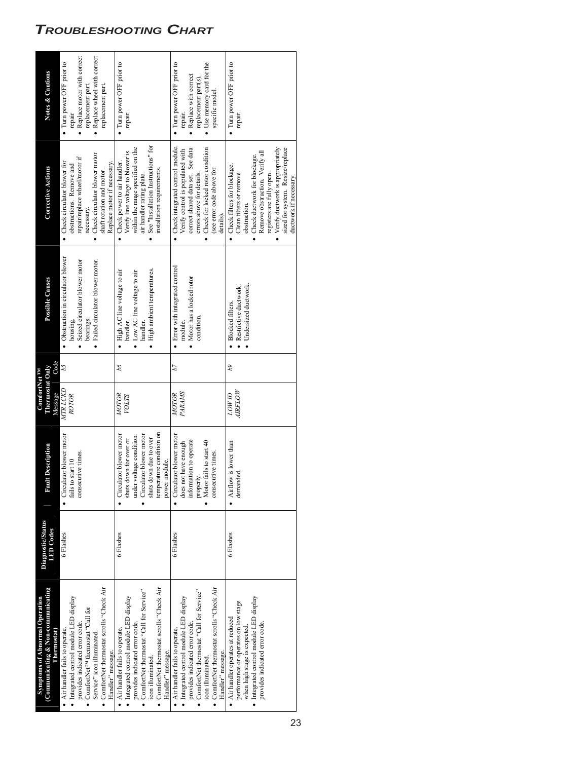# Troubleshooting Chart

| Symptoms of Abnormal Operation (Communicating & Non-communicating Thermostat) | Diagnostic/Status LED Codes | Fault Description | ComfortNet™ Thermostat Only Message | ComfortNet™ Thermostat Only Code | Possible Causes | Corrective Actions | Notes & Cautions |
|---|---|---|---|---|---|---|---|
| • Air handler fails to operate. • Integrated control module LED display provides indicated error code. • ComfortNet™ thermostat "Call for Service" icon illuminated. • ComfortNet thermostat scrolls "Check Air Handler" message. | 6 Flashes | • Circulator blower motor fails to start 10 consecutive times. | *MTR LCKD ROTOR* | *b5* | • Obstruction in circulator blower housing. • Seized circulator blower motor bearings. • Failed circulator blower motor. | • Check circulator blower for obstructions. Remove and repair/replace wheel/motor if necessary. • Check circulator blower motor shaft rotation and motor. Replace motor if necessary. | • Turn power OFF prior to repair • Replace motor with correct replacement part. • Replace wheel with correct replacement part. |
| • Air handler fails to operate. • Integrated control module LED display provides indicated error code. • ComfortNet thermostat "Call for Service" icon illuminated. • ComfortNet thermostat scrolls "Check Air Handler" message. | 6 Flashes | • Circulator blower motor shuts down for over or under voltage condition. • Circulator blower motor shuts down due to over temperature condition on power module. | *MOTOR VOLTS* | *b6* | • High AC line voltage to air handler. • Low AC line voltage to air handler. • High ambient temperatures. | • Check power to air handler. Verify line voltage to blower is within the range specified on the air handler rating plate. • See "Installation Instructions" for installation requirements. | • Turn power OFF prior to repair. |
| • Air handler fails to operate. • Integrated control module LED display provides indicated error code. • ComfortNet thermostat "Call for Service" icon illuminated. • ComfortNet thermostat scrolls "Check Air Handler" message. | 6 Flashes | • Circulator blower motor does not have enough information to operate properly. • Motor fails to start 40 consecutive times. | *MOTOR PARAMS* | *b7* | • Error with integrated control module. • Motor has a locked rotor condition. | • Check integrated control module. Verify control is populated with correct shared data set. See data errors above for details. • Check for locked rotor condition (see error code above for details). | • Turn power OFF prior to repair. • Replace with correct replacement part(s). • Use memory card for the specific model. |
| • Air handler operates at reduced performance or operates on low stage when high stage is expected. • Integrated control module LED display provides indicated error code. | 6 Flashes | • Airflow is lower than demanded. | *LOW ID AIRFLOW* | *b9* | • Blocked filters. • Restrictive ductwork. • Undersized ductwork. | • Check filters for blockage. Clean filters or remove obstruction. • Check ductwork for blockage. Remove obstruction. Verify all registers are fully open. • Verify ductwork is appropriately sized for system. Resize/replace ductwork if necessary. | • Turn power OFF prior to repair. |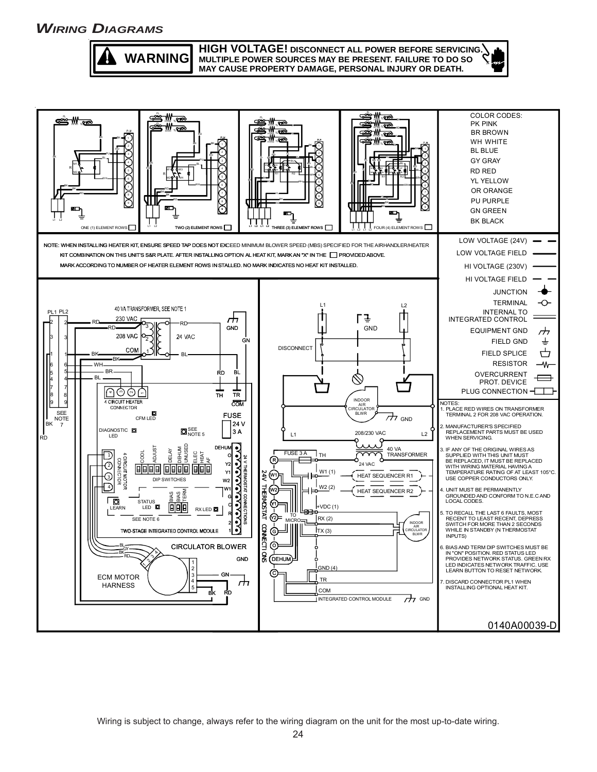# Wiring Diagrams

**WARNING**

**HIGH VOLTAGE! DISCONNECT ALL POWER BEFORE SERVICING. MULTIPLE POWER SOURCES MAY BE PRESENT. FAILURE TO DO SO MAY CAUSE PROPERTY DAMAGE, PERSONAL INJURY OR DEATH.**

ONE (1) ELEMENT ROWS

TWO (2) ELEMENT ROWS

THREE (3) ELEMENT ROWS

FOUR (4) ELEMENT ROWS

COLOR CODES:
PK PINK
BR BROWN
WH WHITE
BL BLUE
GY GRAY
RD RED
YL YELLOW
OR ORANGE
PU PURPLE
GN GREEN
BK BLACK

NOTE: WHEN INSTALLING HEATER KIT, ENSURE SPEED TAP DOES NOT EXCEED MINIMUM BLOWER SPEED (MBS) SPECIFIED FOR THE AIRHANDLER/HEATER KIT COMBINATION ON THIS UNIT'S S&R PLATE. AFTER INSTALLING OPTION AL HEAT KIT, MARK AN "X" IN THE ☐ PROVIDED ABOVE. MARK ACCORDING TO NUMBER OF HEATER ELEMENT ROWS IN STALLED. NO MARK INDICATES NO HEAT KIT INSTALLED.

LOW VOLTAGE (24V)
LOW VOLTAGE FIELD
HI VOLTAGE (230V)
HI VOLTAGE FIELD
JUNCTION
TERMINAL
INTERNAL TO INTEGRATED CONTROL
EQUIPMENT GND
FIELD GND
FIELD SPLICE
RESISTOR
OVERCURRENT PROT. DEVICE
PLUG CONNECTION

40 VA TRANSFORMER, SEE NOTE 1

PL1 PL2 · 230 VAC · 208 VAC · COM · 24 VAC · RD · BK · BL · WH · BR · GND · GN · TH · TR · COM · SEE NOTE 7

4 CIRCUIT HEATER CONNECTOR · CFM LED · FUSE 24 V 3 A · DIAGNOSTIC LED · SEE NOTE 5 · 4 CIRCUIT MOTOR CONNECTOR · COOL · ADJUST · DELAY · DEHUM · UNUSED · ELEC HEAT · AF · DIP SWITCHES · BIAS · BIAS · TERM · STATUS LED · LEARN · RX LED · SEE NOTE 6 · 24 V THERMOSTAT CONNECTIONS · DEHUM · O · Y2 · Y1 · W2 · W1 · G · C · R · 2 · 1

TWO-STAGE INTEGRATED CONTROL MODULE

CIRCULATOR BLOWER · GND · ECM MOTOR HARNESS

L1 · L2 · GND · DISCONNECT · INDOOR AIR CIRCULATOR BLWR · GND · L1 · 208/230 VAC · L2 · FUSE 3 A · TH · 40 VA TRANSFORMER · 24 VAC · W1 (1) · HEAT SEQUENCER R1 · W2 (2) · HEAT SEQUENCER R2 · +VDC (1) · TO MICRO · RX (2) · TX (3) · INDOOR AIR CIRCULATOR BLWR · GND (4) · TR · COM · INTEGRATED CONTROL MODULE · GND

24V THERMOSTAT CONNECTIONS: R, W1, W2, Y1, Y2, G, O, DEHUM, C

NOTES:

1. PLACE RED WIRES ON TRANSFORMER TERMINAL 2 FOR 208 VAC OPERATION.
2. MANUFACTURER'S SPECIFIED REPLACEMENT PARTS MUST BE USED WHEN SERVICING.
3. IF ANY OF THE ORIGINAL WIRES AS SUPPLIED WITH THIS UNIT MUST BE REPLACED, IT MUST BE REPLACED WITH WIRING MATERIAL HAVING A TEMPERATURE RATING OF AT LEAST 105°C. USE COPPER CONDUCTORS ONLY.
4. UNIT MUST BE PERMANENTLY GROUNDED AND CONFORM TO N.E.C AND LOCAL CODES.
5. TO RECALL THE LAST 6 FAULTS, MOST RECENT TO LEAST RECENT, DEPRESS SWITCH FOR MORE THAN 2 SECONDS WHILE IN STANDBY (N THERMOSTAT INPUTS)
6. BIAS AND TERM DIP SWITCHES MUST BE IN "ON" POSITION. RED STATUS LED PROVIDES NETWORK STATUS. GREEN RX LED INDICATES NETWORK TRAFFIC. USE LEARN BUTTON TO RESET NETWORK.
7. DISCARD CONNECTOR PL1 WHEN INSTALLING OPTIONAL HEAT KIT.

0140A00039-D

Wiring is subject to change, always refer to the wiring diagram on the unit for the most up-to-date wiring.